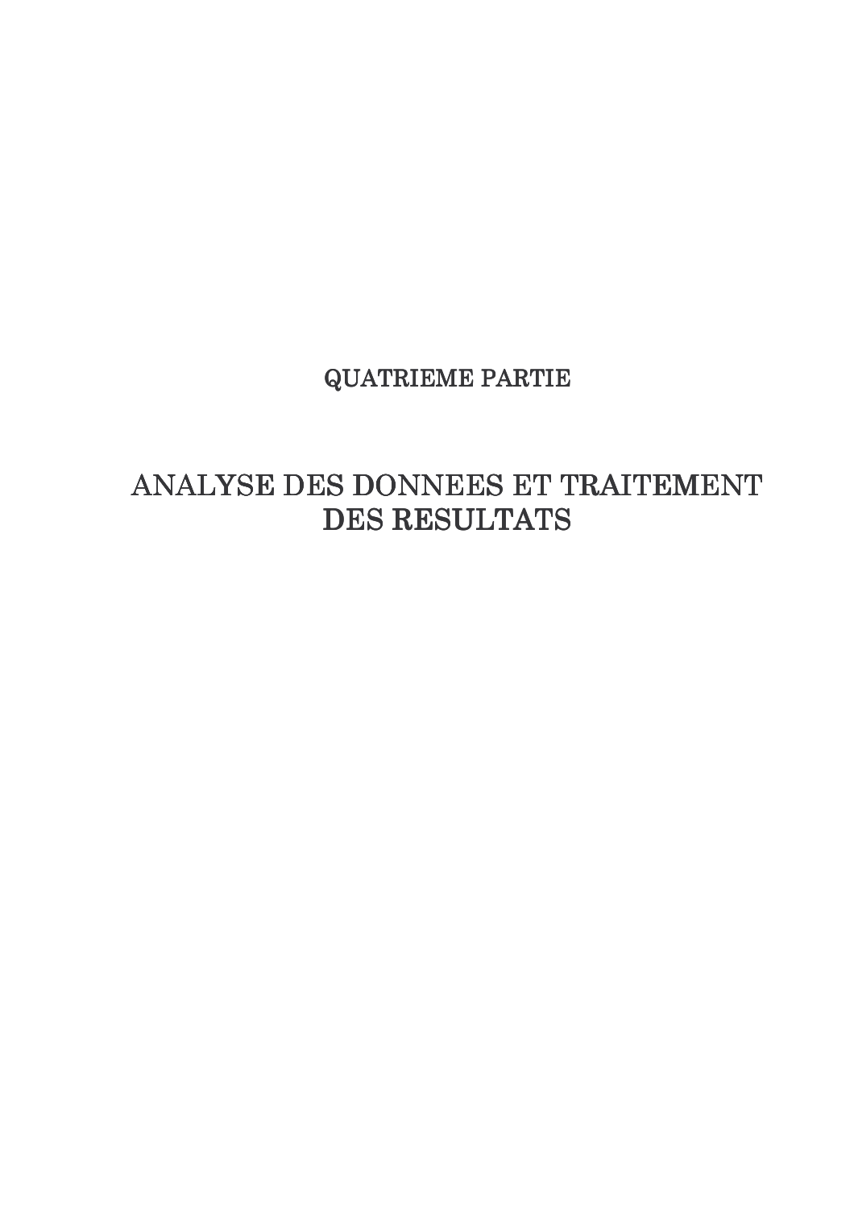QUATRIEME PARTIE

# ANALYSE DES DONNEES ET TRAITEMENT DES RESULTATS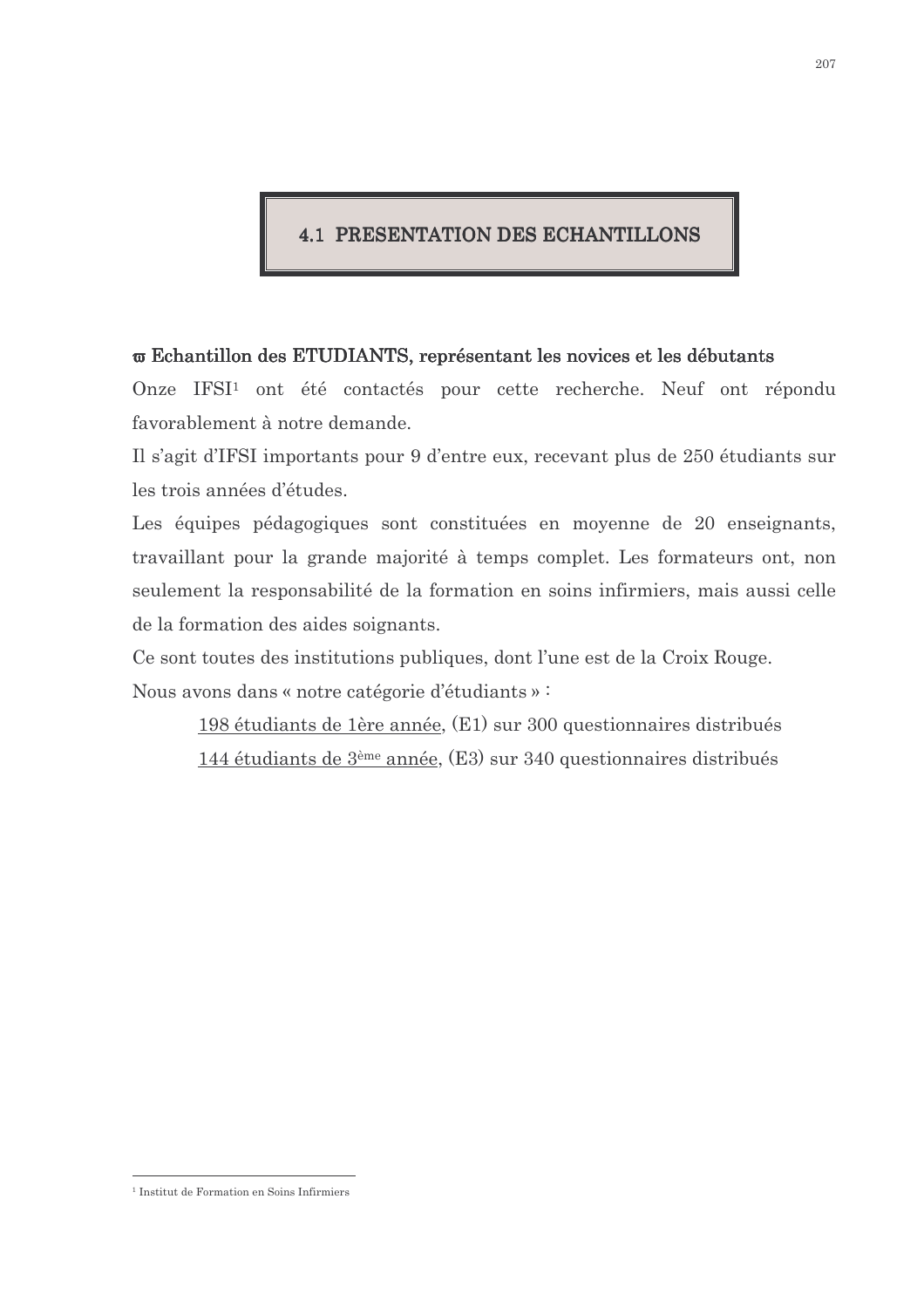## 4.1 PRESENTATION DES ECHANTILLONS

**ϖ Echantillon des ETUDIANTS, représentant les novices et les débutants**

Onze IFSI[1] ont été contactés pour cette recherche. Neuf ont répondu favorablement à notre demande.

Il s'agit d'IFSI importants pour 9 d'entre eux, recevant plus de 250 étudiants sur les trois années d'études.

Les équipes pédagogiques sont constituées en moyenne de 20 enseignants, travaillant pour la grande majorité à temps complet. Les formateurs ont, non seulement la responsabilité de la formation en soins infirmiers, mais aussi celle de la formation des aides soignants.

Ce sont toutes des institutions publiques, dont l'une est de la Croix Rouge.

Nous avons dans « notre catégorie d'étudiants » :

> <u>198 étudiants de 1ère année</u>, (E1) sur 300 questionnaires distribués
>
> <u>144 étudiants de 3ème année</u>, (E3) sur 340 questionnaires distribués

---

[1] Institut de Formation en Soins Infirmiers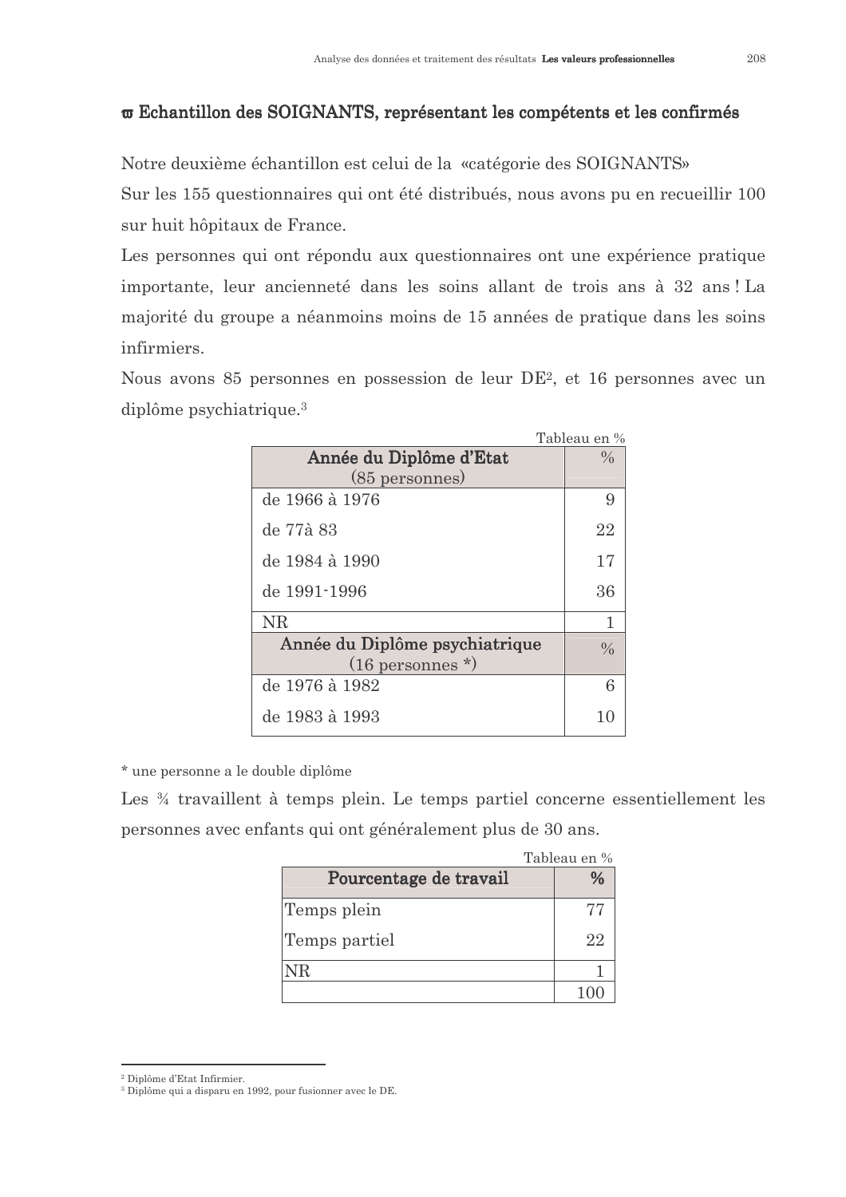## ϖ Echantillon des SOIGNANTS, représentant les compétents et les confirmés

Notre deuxième échantillon est celui de la «catégorie des SOIGNANTS»

Sur les 155 questionnaires qui ont été distribués, nous avons pu en recueillir 100 sur huit hôpitaux de France.

Les personnes qui ont répondu aux questionnaires ont une expérience pratique importante, leur ancienneté dans les soins allant de trois ans à 32 ans ! La majorité du groupe a néanmoins moins de 15 années de pratique dans les soins infirmiers.

Nous avons 85 personnes en possession de leur DE[2], et 16 personnes avec un diplôme psychiatrique.[3]

Tableau en %

| **Année du Diplôme d'Etat** (85 personnes) | % |
|---|---|
| de 1966 à 1976 | 9 |
| de 77à 83 | 22 |
| de 1984 à 1990 | 17 |
| de 1991-1996 | 36 |
| NR | 1 |
| **Année du Diplôme psychiatrique** (16 personnes *) | % |
| de 1976 à 1982 | 6 |
| de 1983 à 1993 | 10 |

* une personne a le double diplôme

Les ¾ travaillent à temps plein. Le temps partiel concerne essentiellement les personnes avec enfants qui ont généralement plus de 30 ans.

Tableau en %

| **Pourcentage de travail** | **%** |
|---|---|
| Temps plein | 77 |
| Temps partiel | 22 |
| NR | 1 |
| | 100 |

---

[2] Diplôme d'Etat Infirmier.

[3] Diplôme qui a disparu en 1992, pour fusionner avec le DE.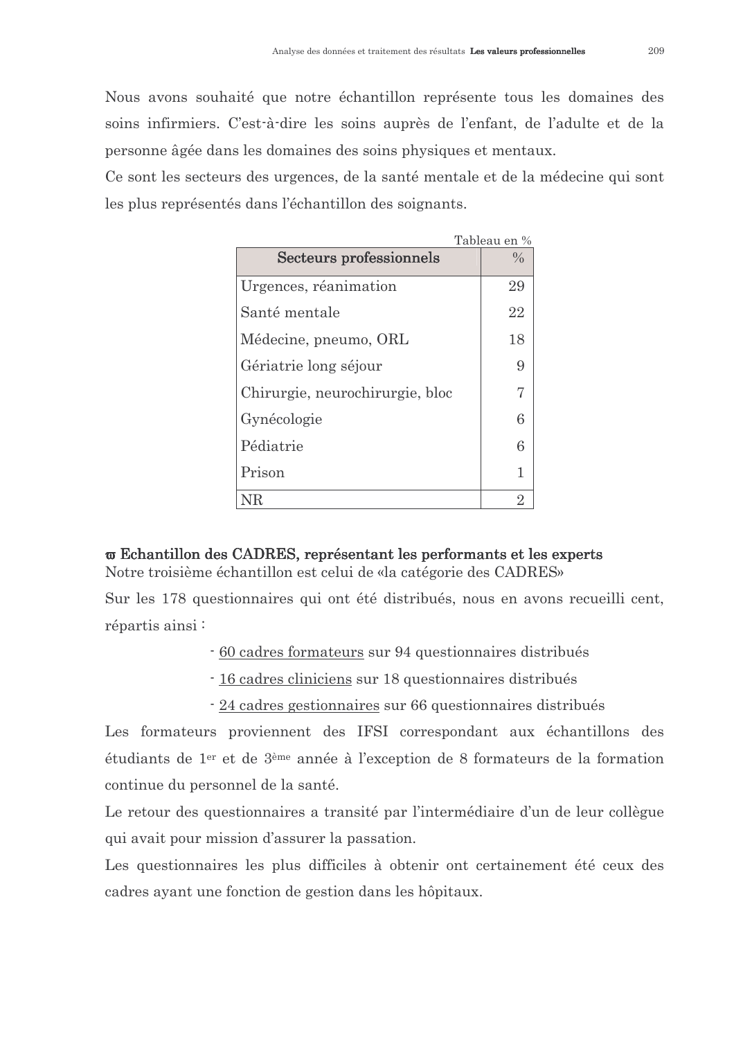Nous avons souhaité que notre échantillon représente tous les domaines des soins infirmiers. C'est-à-dire les soins auprès de l'enfant, de l'adulte et de la personne âgée dans les domaines des soins physiques et mentaux.

Ce sont les secteurs des urgences, de la santé mentale et de la médecine qui sont les plus représentés dans l'échantillon des soignants.

Tableau en %

| Secteurs professionnels | % |
|---|---|
| Urgences, réanimation | 29 |
| Santé mentale | 22 |
| Médecine, pneumo, ORL | 18 |
| Gériatrie long séjour | 9 |
| Chirurgie, neurochirurgie, bloc | 7 |
| Gynécologie | 6 |
| Pédiatrie | 6 |
| Prison | 1 |
| NR | 2 |

**ϖ Echantillon des CADRES, représentant les performants et les experts**

Notre troisième échantillon est celui de «la catégorie des CADRES»

Sur les 178 questionnaires qui ont été distribués, nous en avons recueilli cent, répartis ainsi :

- 60 cadres formateurs sur 94 questionnaires distribués
- 16 cadres cliniciens sur 18 questionnaires distribués
- 24 cadres gestionnaires sur 66 questionnaires distribués

Les formateurs proviennent des IFSI correspondant aux échantillons des étudiants de 1er et de 3ème année à l'exception de 8 formateurs de la formation continue du personnel de la santé.

Le retour des questionnaires a transité par l'intermédiaire d'un de leur collègue qui avait pour mission d'assurer la passation.

Les questionnaires les plus difficiles à obtenir ont certainement été ceux des cadres ayant une fonction de gestion dans les hôpitaux.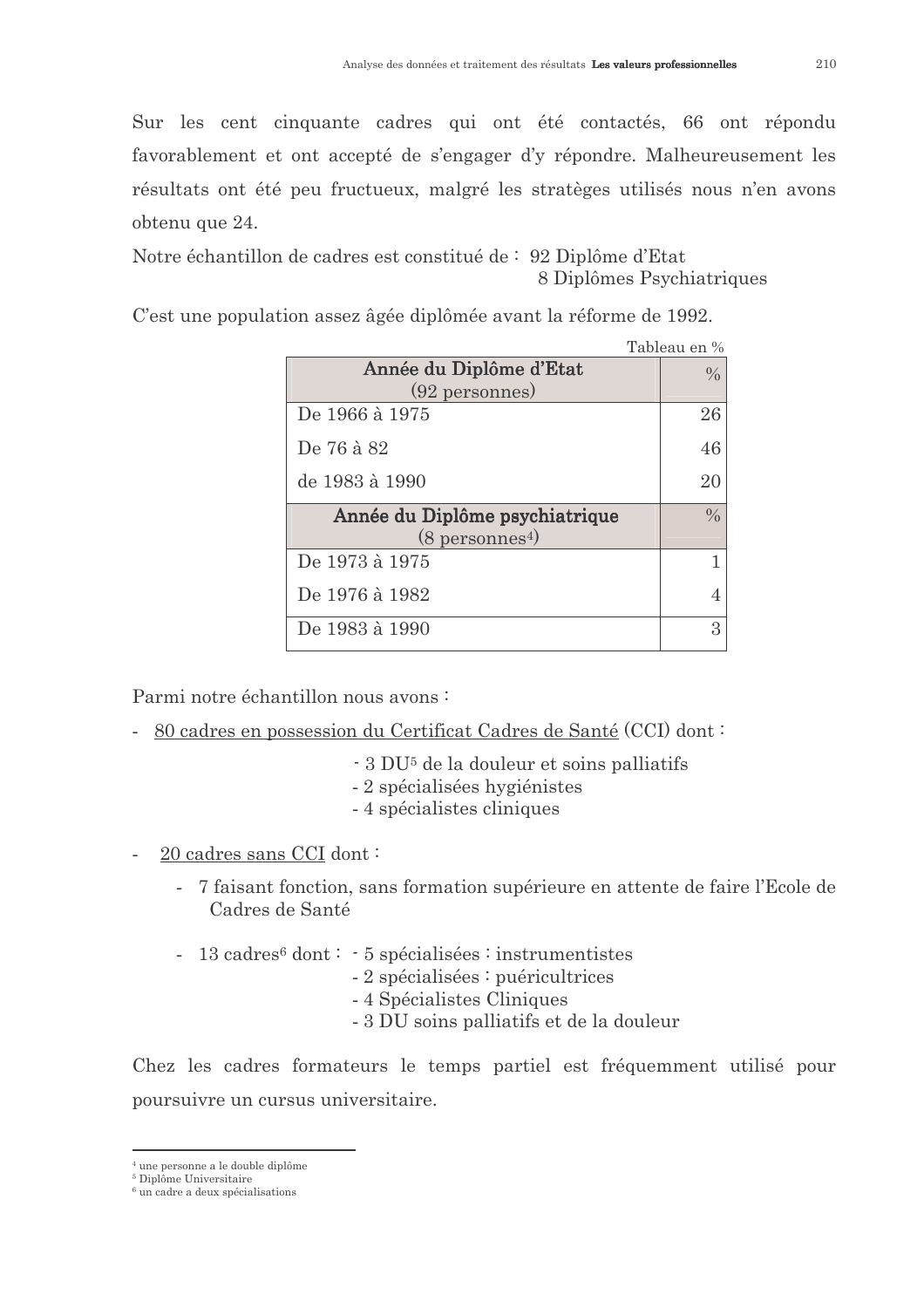Sur les cent cinquante cadres qui ont été contactés, 66 ont répondu favorablement et ont accepté de s'engager d'y répondre. Malheureusement les résultats ont été peu fructueux, malgré les stratèges utilisés nous n'en avons obtenu que 24.

Notre échantillon de cadres est constitué de : 92 Diplôme d'Etat
8 Diplômes Psychiatriques

C'est une population assez âgée diplômée avant la réforme de 1992.

Tableau en %

| **Année du Diplôme d'Etat** (92 personnes) | % |
|---|---|
| De 1966 à 1975 | 26 |
| De 76 à 82 | 46 |
| de 1983 à 1990 | 20 |
| **Année du Diplôme psychiatrique** (8 personnes[4]) | % |
| De 1973 à 1975 | 1 |
| De 1976 à 1982 | 4 |
| De 1983 à 1990 | 3 |

Parmi notre échantillon nous avons :

- <u>80 cadres en possession du Certificat Cadres de Santé</u> (CCI) dont :
  - 3 DU[5] de la douleur et soins palliatifs
  - 2 spécialisées hygiénistes
  - 4 spécialistes cliniques

- <u>20 cadres sans CCI</u> dont :
  - 7 faisant fonction, sans formation supérieure en attente de faire l'Ecole de Cadres de Santé
  - 13 cadres[6] dont :
    - 5 spécialisées : instrumentistes
    - 2 spécialisées : puéricultrices
    - 4 Spécialistes Cliniques
    - 3 DU soins palliatifs et de la douleur

Chez les cadres formateurs le temps partiel est fréquemment utilisé pour poursuivre un cursus universitaire.

---

[4] une personne a le double diplôme
[5] Diplôme Universitaire
[6] un cadre a deux spécialisations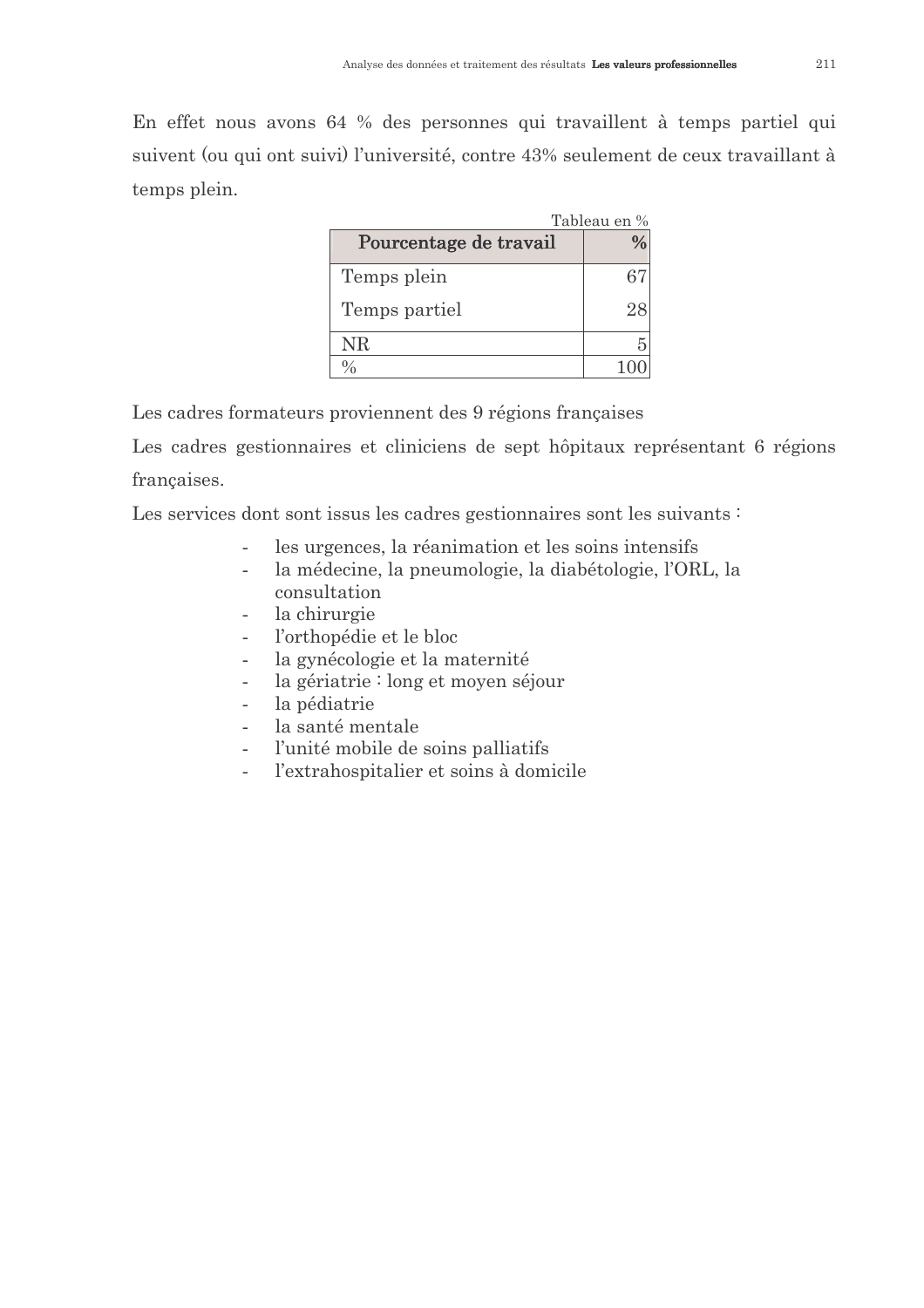En effet nous avons 64 % des personnes qui travaillent à temps partiel qui suivent (ou qui ont suivi) l'université, contre 43% seulement de ceux travaillant à temps plein.

Tableau en %

| Pourcentage de travail | % |
| --- | --- |
| Temps plein | 67 |
| Temps partiel | 28 |
| NR | 5 |
| % | 100 |

Les cadres formateurs proviennent des 9 régions françaises

Les cadres gestionnaires et cliniciens de sept hôpitaux représentant 6 régions françaises.

Les services dont sont issus les cadres gestionnaires sont les suivants :

- les urgences, la réanimation et les soins intensifs
- la médecine, la pneumologie, la diabétologie, l'ORL, la consultation
- la chirurgie
- l'orthopédie et le bloc
- la gynécologie et la maternité
- la gériatrie : long et moyen séjour
- la pédiatrie
- la santé mentale
- l'unité mobile de soins palliatifs
- l'extrahospitalier et soins à domicile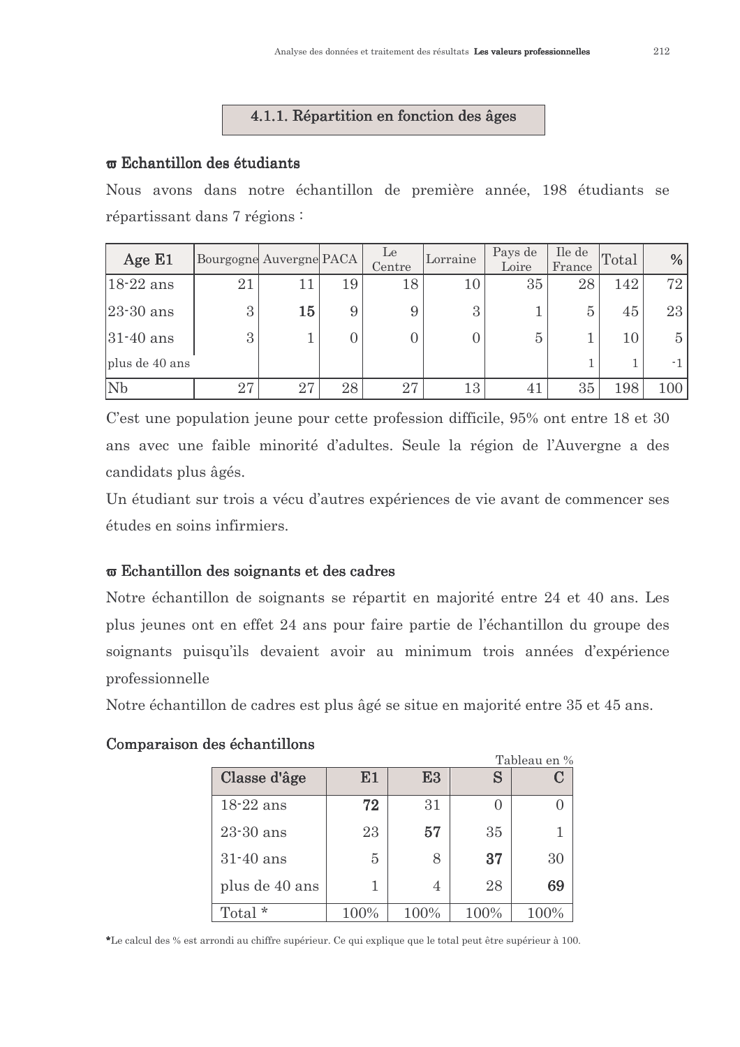## 4.1.1. Répartition en fonction des âges

**ϖ Echantillon des étudiants**

Nous avons dans notre échantillon de première année, 198 étudiants se répartissant dans 7 régions :

| Age E1 | Bourgogne | Auvergne | PACA | Le Centre | Lorraine | Pays de Loire | Ile de France | Total | % |
|---|---|---|---|---|---|---|---|---|---|
| 18-22 ans | 21 | 11 | 19 | 18 | 10 | 35 | 28 | 142 | 72 |
| 23-30 ans | 3 | **15** | 9 | 9 | 3 | 1 | 5 | 45 | 23 |
| 31-40 ans | 3 | 1 | 0 | 0 | 0 | 5 | 1 | 10 | 5 |
| plus de 40 ans | | | | | | | 1 | 1 | -1 |
| Nb | 27 | 27 | 28 | 27 | 13 | 41 | 35 | 198 | 100 |

C'est une population jeune pour cette profession difficile, 95% ont entre 18 et 30 ans avec une faible minorité d'adultes. Seule la région de l'Auvergne a des candidats plus âgés.

Un étudiant sur trois a vécu d'autres expériences de vie avant de commencer ses études en soins infirmiers.

**ϖ Echantillon des soignants et des cadres**

Notre échantillon de soignants se répartit en majorité entre 24 et 40 ans. Les plus jeunes ont en effet 24 ans pour faire partie de l'échantillon du groupe des soignants puisqu'ils devaient avoir au minimum trois années d'expérience professionnelle

Notre échantillon de cadres est plus âgé se situe en majorité entre 35 et 45 ans.

**Comparaison des échantillons**

Tableau en %

| Classe d'âge | E1 | E3 | S | C |
|---|---|---|---|---|
| 18-22 ans | **72** | 31 | 0 | 0 |
| 23-30 ans | 23 | **57** | 35 | 1 |
| 31-40 ans | 5 | 8 | **37** | 30 |
| plus de 40 ans | 1 | 4 | 28 | **69** |
| Total * | 100% | 100% | 100% | 100% |

**\***Le calcul des % est arrondi au chiffre supérieur. Ce qui explique que le total peut être supérieur à 100.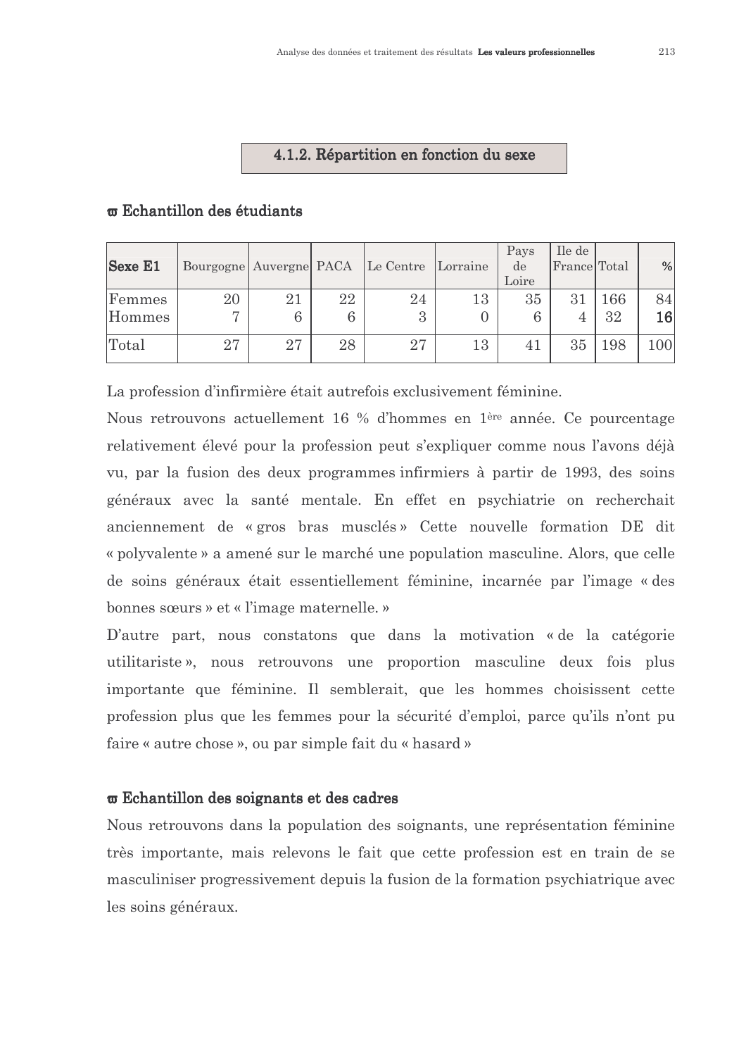## 4.1.2. Répartition en fonction du sexe

**ϖ Echantillon des étudiants**

| Sexe E1 | Bourgogne | Auvergne | PACA | Le Centre | Lorraine | Pays de Loire | Ile de France | Total | % |
|---|---|---|---|---|---|---|---|---|---|
| Femmes | 20 | 21 | 22 | 24 | 13 | 35 | 31 | 166 | 84 |
| Hommes | 7 | 6 | 6 | 3 | 0 | 6 | 4 | 32 | **16** |
| Total | 27 | 27 | 28 | 27 | 13 | 41 | 35 | 198 | 100 |

La profession d'infirmière était autrefois exclusivement féminine.

Nous retrouvons actuellement 16 % d'hommes en 1ère année. Ce pourcentage relativement élevé pour la profession peut s'expliquer comme nous l'avons déjà vu, par la fusion des deux programmes infirmiers à partir de 1993, des soins généraux avec la santé mentale. En effet en psychiatrie on recherchait anciennement de « gros bras musclés » Cette nouvelle formation DE dit « polyvalente » a amené sur le marché une population masculine. Alors, que celle de soins généraux était essentiellement féminine, incarnée par l'image « des bonnes sœurs » et « l'image maternelle. »

D'autre part, nous constatons que dans la motivation « de la catégorie utilitariste », nous retrouvons une proportion masculine deux fois plus importante que féminine. Il semblerait, que les hommes choisissent cette profession plus que les femmes pour la sécurité d'emploi, parce qu'ils n'ont pu faire « autre chose », ou par simple fait du « hasard »

**ϖ Echantillon des soignants et des cadres**

Nous retrouvons dans la population des soignants, une représentation féminine très importante, mais relevons le fait que cette profession est en train de se masculiniser progressivement depuis la fusion de la formation psychiatrique avec les soins généraux.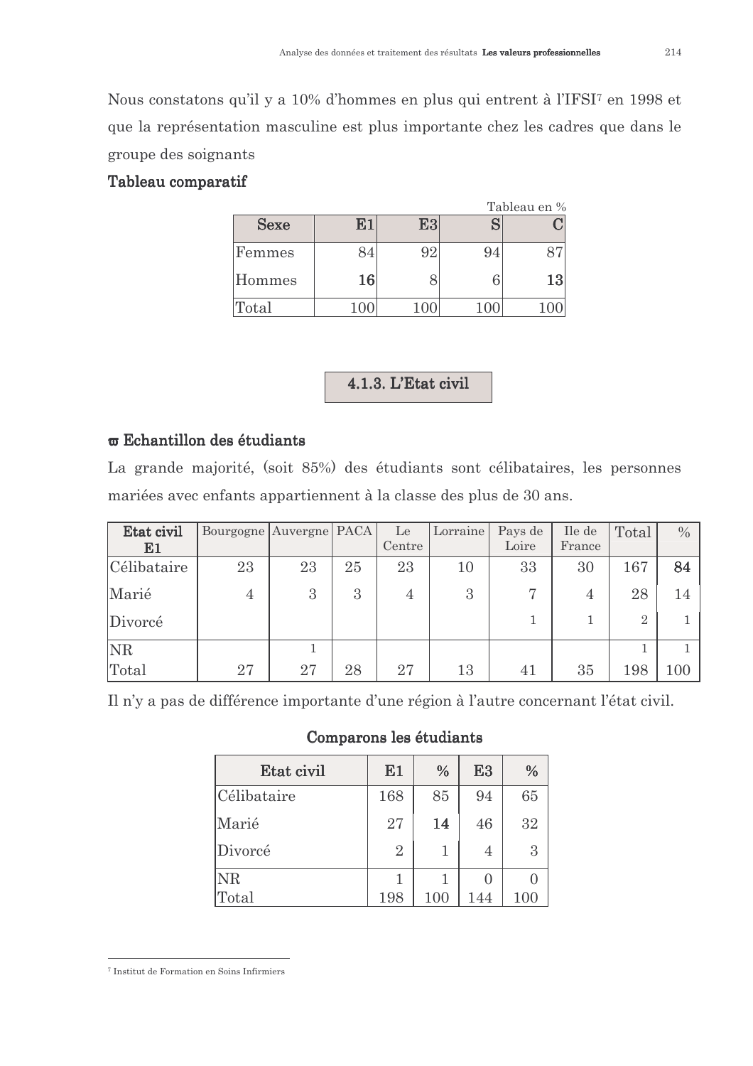Nous constatons qu'il y a 10% d'hommes en plus qui entrent à l'IFSI[7] en 1998 et que la représentation masculine est plus importante chez les cadres que dans le groupe des soignants

**Tableau comparatif**

Tableau en %

| Sexe | E1 | E3 | S | C |
|---|---|---|---|---|
| Femmes | 84 | 92 | 94 | 87 |
| Hommes | **16** | 8 | 6 | **13** |
| Total | 100 | 100 | 100 | 100 |

### 4.1.3. L'Etat civil

**ϖ Echantillon des étudiants**

La grande majorité, (soit 85%) des étudiants sont célibataires, les personnes mariées avec enfants appartiennent à la classe des plus de 30 ans.

| Etat civil E1 | Bourgogne | Auvergne | PACA | Le Centre | Lorraine | Pays de Loire | Ile de France | Total | % |
|---|---|---|---|---|---|---|---|---|---|
| Célibataire | 23 | 23 | 25 | 23 | 10 | 33 | 30 | 167 | **84** |
| Marié | 4 | 3 | 3 | 4 | 3 | 7 | 4 | 28 | 14 |
| Divorcé | | | | | | 1 | 1 | 2 | 1 |
| NR | | 1 | | | | | | 1 | 1 |
| Total | 27 | 27 | 28 | 27 | 13 | 41 | 35 | 198 | 100 |

Il n'y a pas de différence importante d'une région à l'autre concernant l'état civil.

**Comparons les étudiants**

| Etat civil | E1 | % | E3 | % |
|---|---|---|---|---|
| Célibataire | 168 | 85 | 94 | 65 |
| Marié | 27 | **14** | 46 | 32 |
| Divorcé | 2 | 1 | 4 | 3 |
| NR | 1 | 1 | 0 | 0 |
| Total | 198 | 100 | 144 | 100 |

[7] Institut de Formation en Soins Infirmiers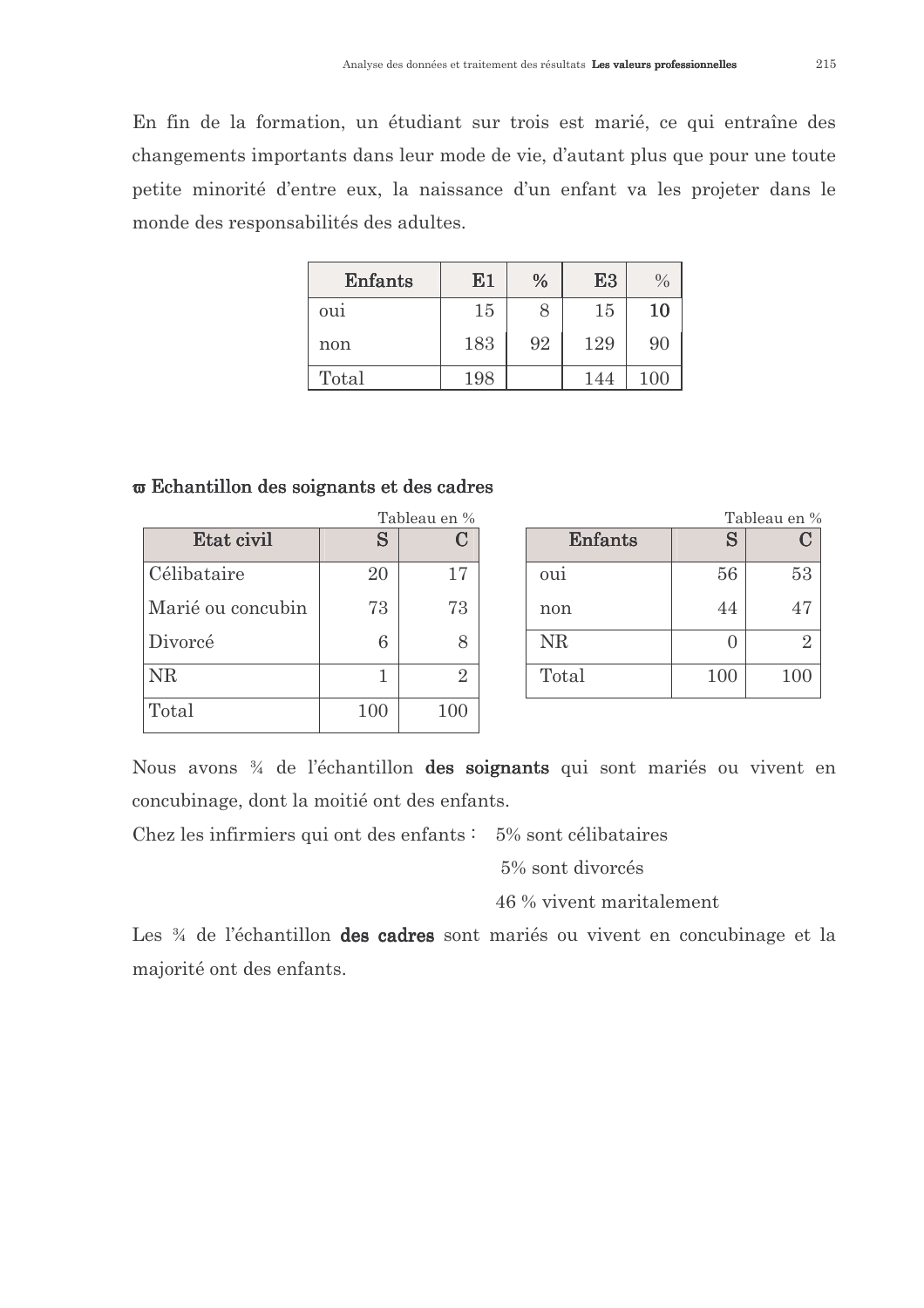En fin de la formation, un étudiant sur trois est marié, ce qui entraîne des changements importants dans leur mode de vie, d'autant plus que pour une toute petite minorité d'entre eux, la naissance d'un enfant va les projeter dans le monde des responsabilités des adultes.

| Enfants | E1 | % | E3 | % |
|---|---|---|---|---|
| oui | 15 | 8 | 15 | **10** |
| non | 183 | 92 | 129 | 90 |
| Total | 198 | | 144 | 100 |

### ϖ Echantillon des soignants et des cadres

Tableau en %

| Etat civil | S | C |
|---|---|---|
| Célibataire | 20 | 17 |
| Marié ou concubin | 73 | 73 |
| Divorcé | 6 | 8 |
| NR | 1 | 2 |
| Total | 100 | 100 |

Tableau en %

| Enfants | S | C |
|---|---|---|
| oui | 56 | 53 |
| non | 44 | 47 |
| NR | 0 | 2 |
| Total | 100 | 100 |

Nous avons ¾ de l'échantillon **des soignants** qui sont mariés ou vivent en concubinage, dont la moitié ont des enfants.

Chez les infirmiers qui ont des enfants : 5% sont célibataires  
5% sont divorcés  
46 % vivent maritalement

Les ¾ de l'échantillon **des cadres** sont mariés ou vivent en concubinage et la majorité ont des enfants.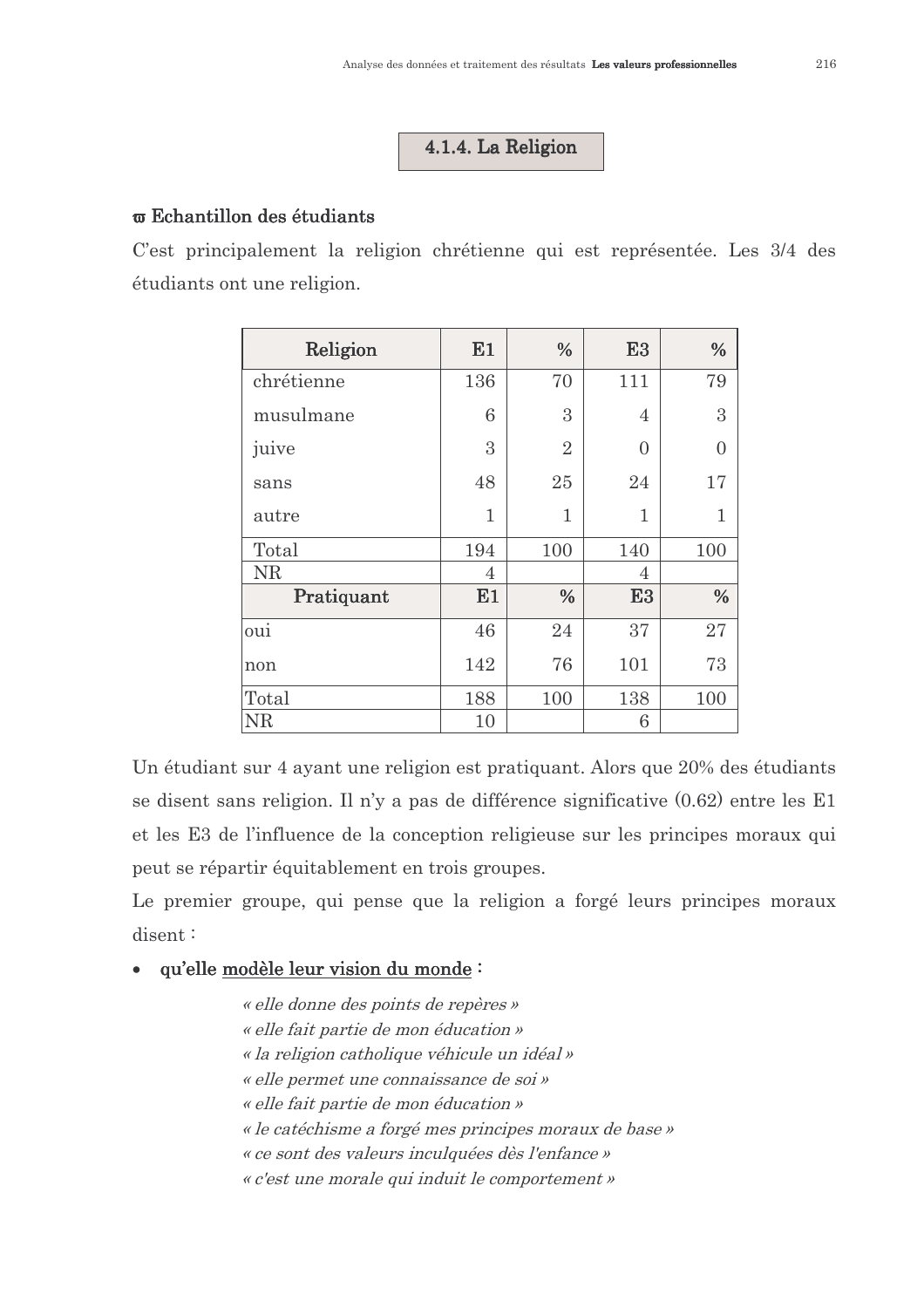## 4.1.4. La Religion

**ϖ Echantillon des étudiants**

C'est principalement la religion chrétienne qui est représentée. Les 3/4 des étudiants ont une religion.

| Religion | E1 | % | E3 | % |
|---|---|---|---|---|
| chrétienne | 136 | 70 | 111 | 79 |
| musulmane | 6 | 3 | 4 | 3 |
| juive | 3 | 2 | 0 | 0 |
| sans | 48 | 25 | 24 | 17 |
| autre | 1 | 1 | 1 | 1 |
| Total | 194 | 100 | 140 | 100 |
| NR | 4 | | 4 | |
| **Pratiquant** | **E1** | **%** | **E3** | **%** |
| oui | 46 | 24 | 37 | 27 |
| non | 142 | 76 | 101 | 73 |
| Total | 188 | 100 | 138 | 100 |
| NR | 10 | | 6 | |

Un étudiant sur 4 ayant une religion est pratiquant. Alors que 20% des étudiants se disent sans religion. Il n'y a pas de différence significative (0.62) entre les E1 et les E3 de l'influence de la conception religieuse sur les principes moraux qui peut se répartir équitablement en trois groupes.

Le premier groupe, qui pense que la religion a forgé leurs principes moraux disent :

- **qu'elle modèle leur vision du monde :**

*« elle donne des points de repères »*
*« elle fait partie de mon éducation »*
*« la religion catholique véhicule un idéal »*
*« elle permet une connaissance de soi »*
*« elle fait partie de mon éducation »*
*« le catéchisme a forgé mes principes moraux de base »*
*« ce sont des valeurs inculquées dès l'enfance »*
*« c'est une morale qui induit le comportement »*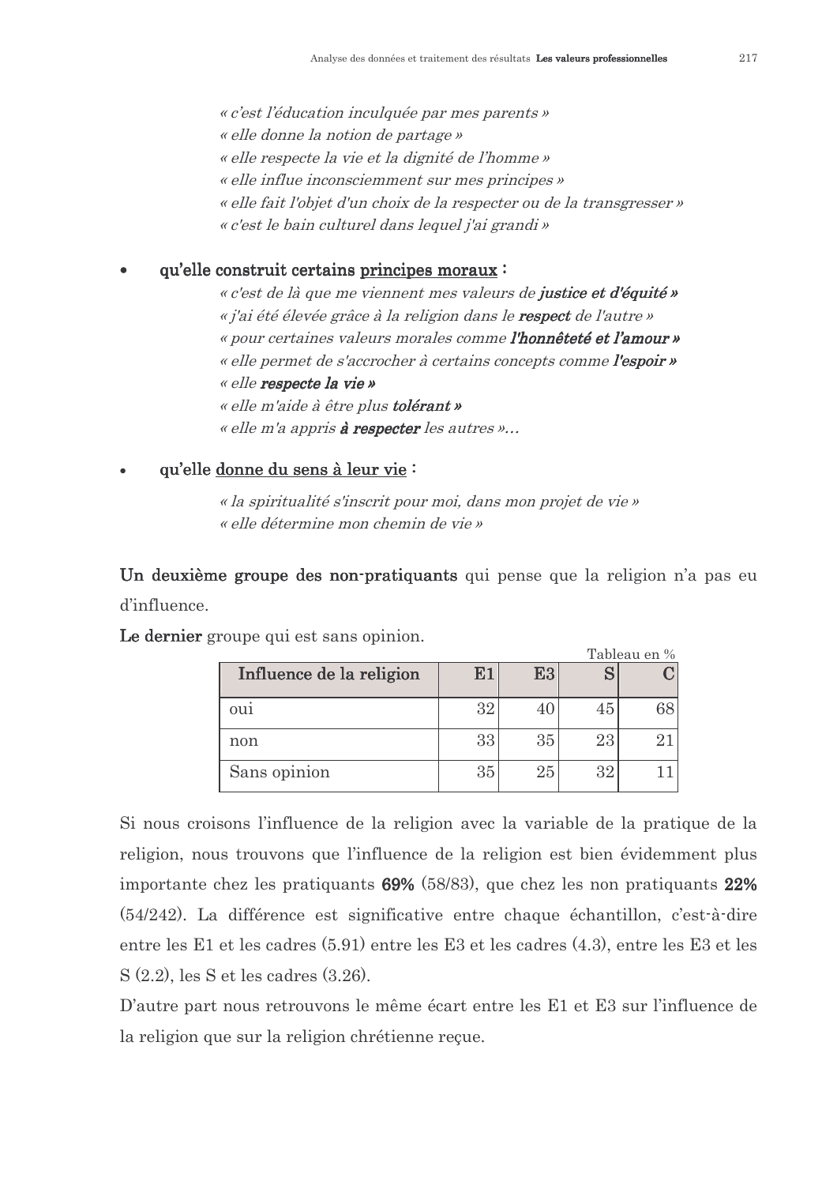*« c'est l'éducation inculquée par mes parents »*
*« elle donne la notion de partage »*
*« elle respecte la vie et la dignité de l'homme »*
*« elle influe inconsciemment sur mes principes »*
*« elle fait l'objet d'un choix de la respecter ou de la transgresser »*
*« c'est le bain culturel dans lequel j'ai grandi »*

- **qu'elle construit certains <u>principes moraux</u> :**

  *« c'est de là que me viennent mes valeurs de **justice et d'équité »***
  *« j'ai été élevée grâce à la religion dans le **respect** de l'autre »*
  *« pour certaines valeurs morales comme **l'honnêteté et l'amour »***
  *« elle permet de s'accrocher à certains concepts comme **l'espoir »***
  *« elle **respecte la vie »***
  *« elle m'aide à être plus **tolérant »***
  *« elle m'a appris **à respecter** les autres »…*

- **qu'elle <u>donne du sens à leur vie</u> :**

  *« la spiritualité s'inscrit pour moi, dans mon projet de vie »*
  *« elle détermine mon chemin de vie »*

**Un deuxième groupe des non-pratiquants** qui pense que la religion n'a pas eu d'influence.

**Le dernier** groupe qui est sans opinion.

Tableau en %

| Influence de la religion | E1 | E3 | S | C |
|---|---|---|---|---|
| oui | 32 | 40 | 45 | 68 |
| non | 33 | 35 | 23 | 21 |
| Sans opinion | 35 | 25 | 32 | 11 |

Si nous croisons l'influence de la religion avec la variable de la pratique de la religion, nous trouvons que l'influence de la religion est bien évidemment plus importante chez les pratiquants **69%** (58/83), que chez les non pratiquants **22%** (54/242). La différence est significative entre chaque échantillon, c'est-à-dire entre les E1 et les cadres (5.91) entre les E3 et les cadres (4.3), entre les E3 et les S (2.2), les S et les cadres (3.26).

D'autre part nous retrouvons le même écart entre les E1 et E3 sur l'influence de la religion que sur la religion chrétienne reçue.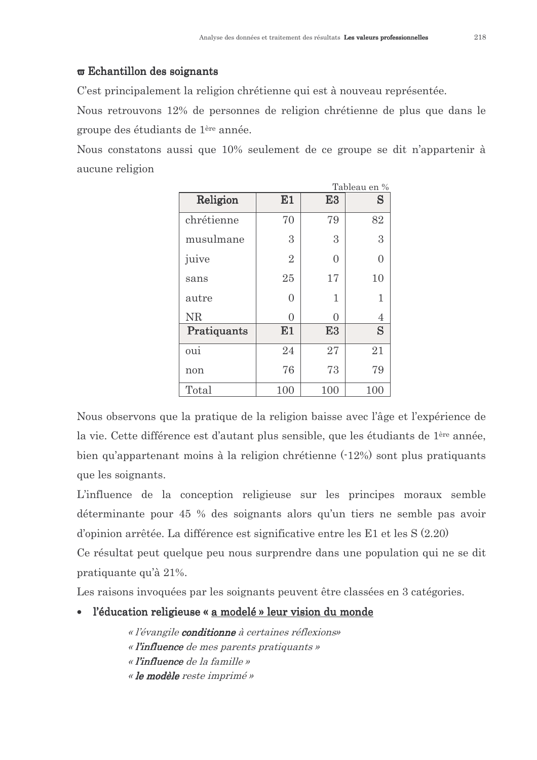### ϖ Echantillon des soignants

C'est principalement la religion chrétienne qui est à nouveau représentée.

Nous retrouvons 12% de personnes de religion chrétienne de plus que dans le groupe des étudiants de 1ère année.

Nous constatons aussi que 10% seulement de ce groupe se dit n'appartenir à aucune religion

Tableau en %

| Religion | E1 | E3 | S |
|---|---|---|---|
| chrétienne | 70 | 79 | 82 |
| musulmane | 3 | 3 | 3 |
| juive | 2 | 0 | 0 |
| sans | 25 | 17 | 10 |
| autre | 0 | 1 | 1 |
| NR | 0 | 0 | 4 |
| **Pratiquants** | **E1** | **E3** | **S** |
| oui | 24 | 27 | 21 |
| non | 76 | 73 | 79 |
| Total | 100 | 100 | 100 |

Nous observons que la pratique de la religion baisse avec l'âge et l'expérience de la vie. Cette différence est d'autant plus sensible, que les étudiants de 1ère année, bien qu'appartenant moins à la religion chrétienne (-12%) sont plus pratiquants que les soignants.

L'influence de la conception religieuse sur les principes moraux semble déterminante pour 45 % des soignants alors qu'un tiers ne semble pas avoir d'opinion arrêtée. La différence est significative entre les E1 et les S (2.20)

Ce résultat peut quelque peu nous surprendre dans une population qui ne se dit pratiquante qu'à 21%.

Les raisons invoquées par les soignants peuvent être classées en 3 catégories.

- **l'éducation religieuse « <u>a modelé » leur vision du monde</u>**

  *« l'évangile* ***conditionne*** *à certaines réflexions»*
  *«* ***l'influence*** *de mes parents pratiquants »*
  *«* ***l'influence*** *de la famille »*
  *«* ***le modèle*** *reste imprimé »*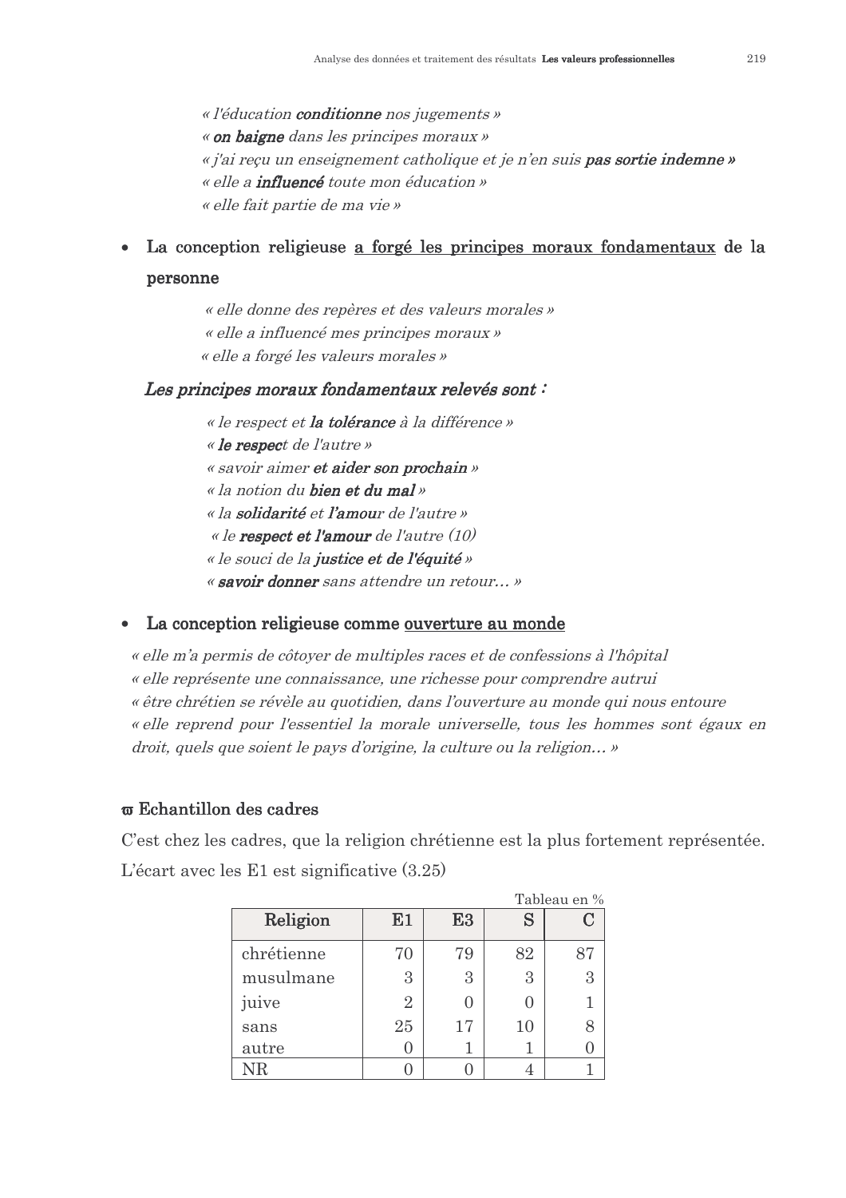*« l'éducation **conditionne** nos jugements »*
*« **on baigne** dans les principes moraux »*
*« j'ai reçu un enseignement catholique et je n'en suis **pas sortie indemne »***
*« elle a **influencé** toute mon éducation »*
*« elle fait partie de ma vie »*

- **La conception religieuse <u>a forgé les principes moraux fondamentaux</u> de la personne**

*« elle donne des repères et des valeurs morales »*
*« elle a influencé mes principes moraux »*
*« elle a forgé les valeurs morales »*

***Les principes moraux fondamentaux relevés sont :***

*« le respect et **la tolérance** à la différence »*
*« **le respec**t de l'autre »*
*« savoir aimer **et aider son prochain** »*
*« la notion du **bien et du mal** »*
*« la **solidarité** et **l'amou**r de l'autre »*
*« le **respect et l'amour** de l'autre (10)*
*« le souci de la **justice et de l'équité** »*
*« **savoir donner** sans attendre un retour… »*

- **La conception religieuse comme <u>ouverture au monde</u>**

*« elle m'a permis de côtoyer de multiples races et de confessions à l'hôpital*
*« elle représente une connaissance, une richesse pour comprendre autrui*
*« être chrétien se révèle au quotidien, dans l'ouverture au monde qui nous entoure*
*« elle reprend pour l'essentiel la morale universelle, tous les hommes sont égaux en droit, quels que soient le pays d'origine, la culture ou la religion… »*

ϖ Echantillon des cadres

C'est chez les cadres, que la religion chrétienne est la plus fortement représentée. L'écart avec les E1 est significative (3.25)

Tableau en %

| Religion | E1 | E3 | S | C |
|---|---|---|---|---|
| chrétienne | 70 | 79 | 82 | 87 |
| musulmane | 3 | 3 | 3 | 3 |
| juive | 2 | 0 | 0 | 1 |
| sans | 25 | 17 | 10 | 8 |
| autre | 0 | 1 | 1 | 0 |
| NR | 0 | 0 | 4 | 1 |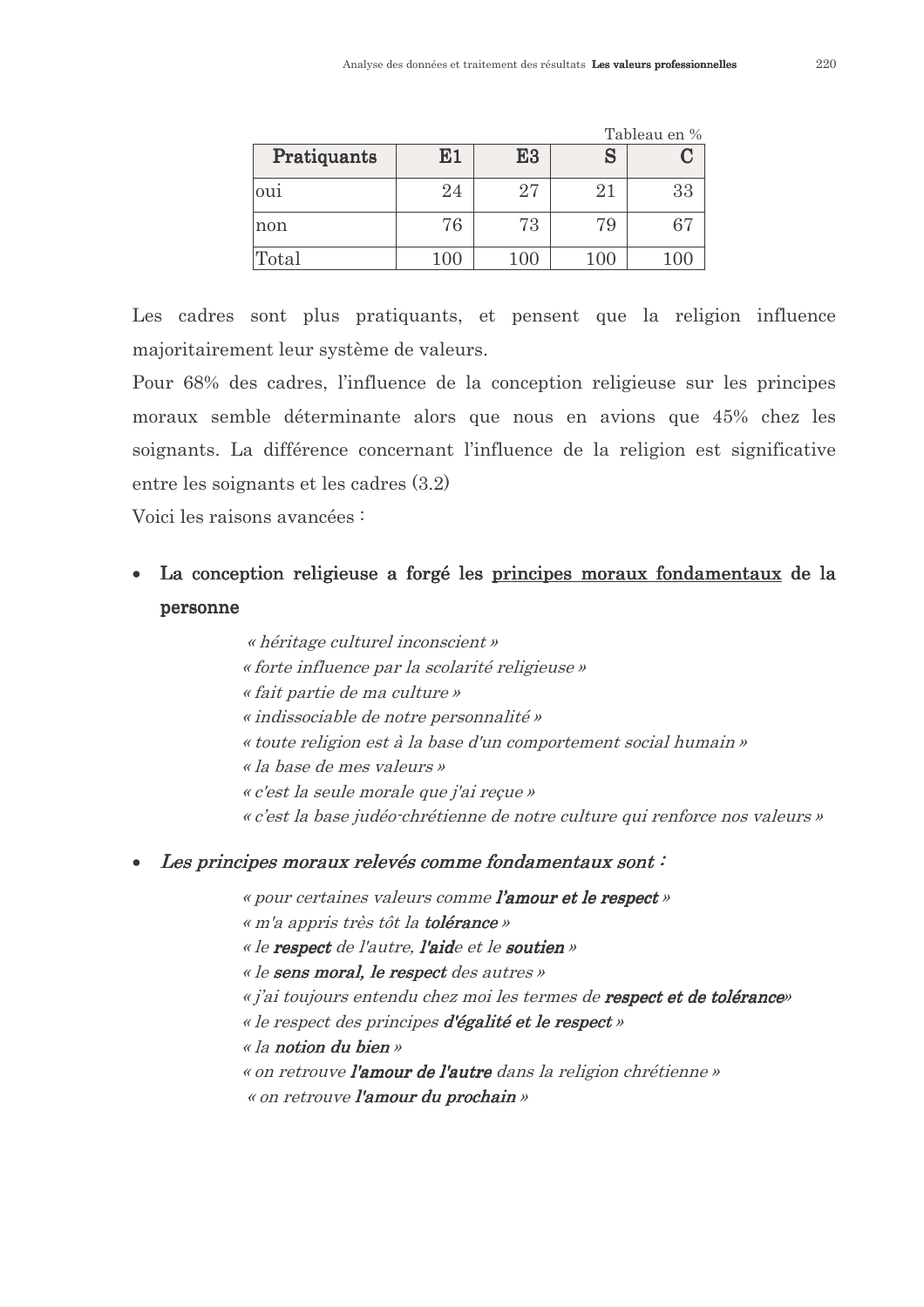Tableau en %

| Pratiquants | E1 | E3 | S | C |
|---|---|---|---|---|
| oui | 24 | 27 | 21 | 33 |
| non | 76 | 73 | 79 | 67 |
| Total | 100 | 100 | 100 | 100 |

Les cadres sont plus pratiquants, et pensent que la religion influence majoritairement leur système de valeurs.

Pour 68% des cadres, l'influence de la conception religieuse sur les principes moraux semble déterminante alors que nous en avions que 45% chez les soignants. La différence concernant l'influence de la religion est significative entre les soignants et les cadres (3.2)

Voici les raisons avancées :

- **La conception religieuse a forgé les <u>principes moraux fondamentaux</u> de la personne**

  *« héritage culturel inconscient »*
  *« forte influence par la scolarité religieuse »*
  *« fait partie de ma culture »*
  *« indissociable de notre personnalité »*
  *« toute religion est à la base d'un comportement social humain »*
  *« la base de mes valeurs »*
  *« c'est la seule morale que j'ai reçue »*
  *« c'est la base judéo-chrétienne de notre culture qui renforce nos valeurs »*

- ***<u>Les principes moraux relevés comme fondamentaux sont :</u>***

  *« pour certaines valeurs comme **l'amour et le respect** »*
  *« m'a appris très tôt la **tolérance** »*
  *« le **respect** de l'autre, **l'aid**e et le **soutien** »*
  *« le **sens moral, le respect** des autres »*
  *« j'ai toujours entendu chez moi les termes de **respect et de tolérance**»*
  *« le respect des principes **d'égalité et le respect** »*
  *« la **notion du bien** »*
  *« on retrouve **l'amour de l'autre** dans la religion chrétienne »*
  *« on retrouve **l'amour du prochain** »*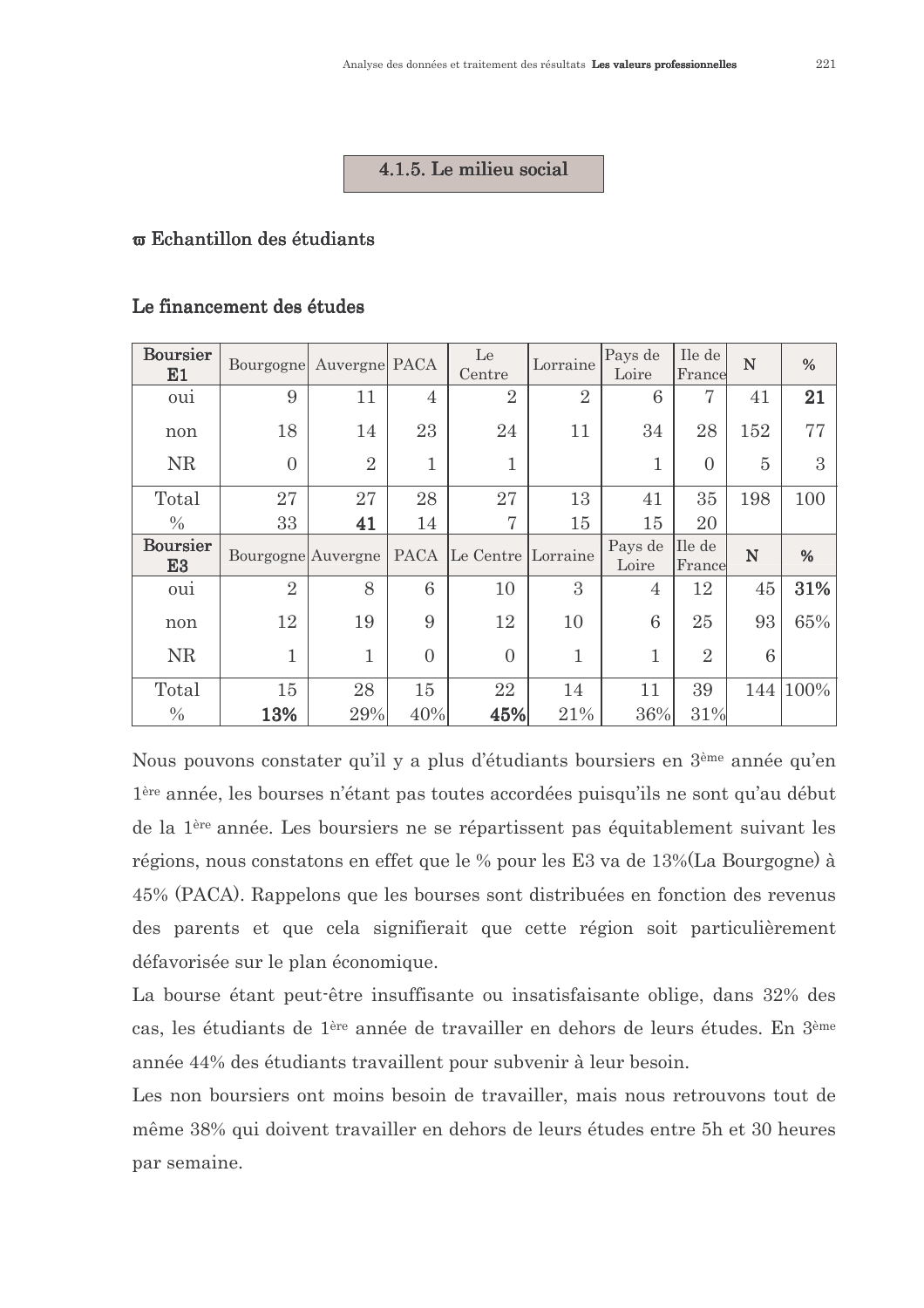### 4.1.5. Le milieu social

**ϖ Echantillon des étudiants**

**Le financement des études**

| **Boursier E1** | Bourgogne | Auvergne | PACA | Le Centre | Lorraine | Pays de Loire | Ile de France | N | % |
|---|---|---|---|---|---|---|---|---|---|
| oui | 9 | 11 | 4 | 2 | 2 | 6 | 7 | 41 | **21** |
| non | 18 | 14 | 23 | 24 | 11 | 34 | 28 | 152 | 77 |
| NR | 0 | 2 | 1 | 1 | | 1 | 0 | 5 | 3 |
| Total | 27 | 27 | 28 | 27 | 13 | 41 | 35 | 198 | 100 |
| % | 33 | **41** | 14 | 7 | 15 | 15 | 20 | | |
| **Boursier E3** | Bourgogne | Auvergne | PACA | Le Centre | Lorraine | Pays de Loire | Ile de France | N | % |
| oui | 2 | 8 | 6 | 10 | 3 | 4 | 12 | 45 | **31%** |
| non | 12 | 19 | 9 | 12 | 10 | 6 | 25 | 93 | 65% |
| NR | 1 | 1 | 0 | 0 | 1 | 1 | 2 | 6 | |
| Total | 15 | 28 | 15 | 22 | 14 | 11 | 39 | 144 | 100% |
| % | **13%** | 29% | 40% | **45%** | 21% | 36% | 31% | | |

Nous pouvons constater qu'il y a plus d'étudiants boursiers en 3ème année qu'en 1ère année, les bourses n'étant pas toutes accordées puisqu'ils ne sont qu'au début de la 1ère année. Les boursiers ne se répartissent pas équitablement suivant les régions, nous constatons en effet que le % pour les E3 va de 13%(La Bourgogne) à 45% (PACA). Rappelons que les bourses sont distribuées en fonction des revenus des parents et que cela signifierait que cette région soit particulièrement défavorisée sur le plan économique.

La bourse étant peut-être insuffisante ou insatisfaisante oblige, dans 32% des cas, les étudiants de 1ère année de travailler en dehors de leurs études. En 3ème année 44% des étudiants travaillent pour subvenir à leur besoin.

Les non boursiers ont moins besoin de travailler, mais nous retrouvons tout de même 38% qui doivent travailler en dehors de leurs études entre 5h et 30 heures par semaine.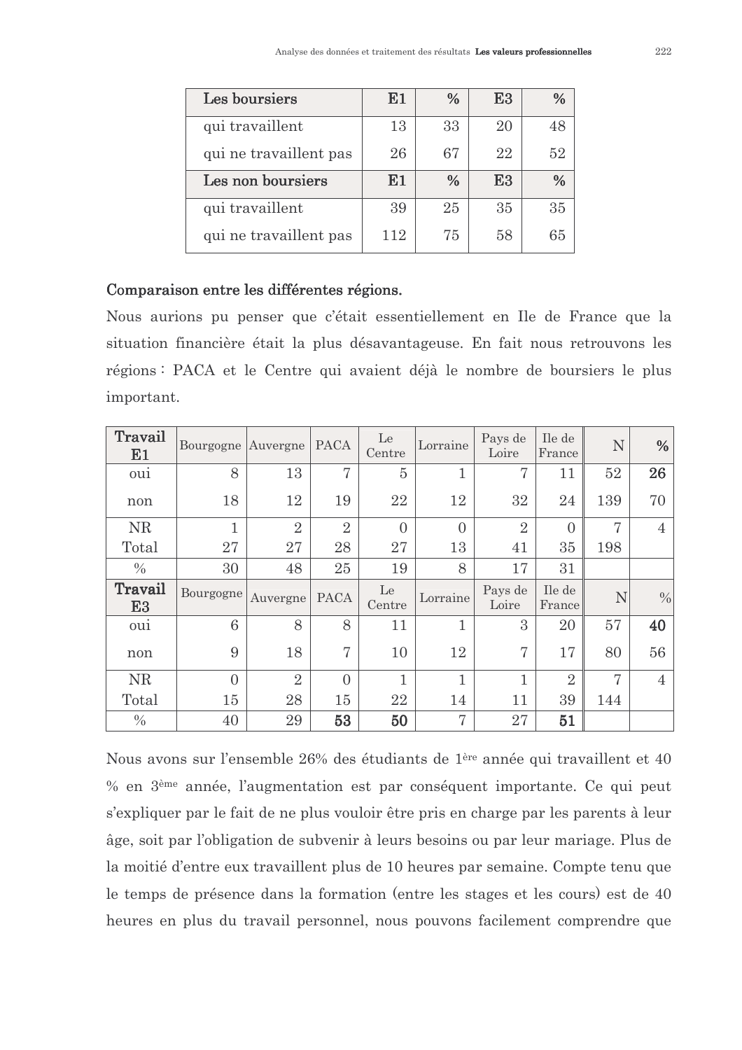| Les boursiers | E1 | % | E3 | % |
|---|---|---|---|---|
| qui travaillent | 13 | 33 | 20 | 48 |
| qui ne travaillent pas | 26 | 67 | 22 | 52 |
| **Les non boursiers** | **E1** | **%** | **E3** | **%** |
| qui travaillent | 39 | 25 | 35 | 35 |
| qui ne travaillent pas | 112 | 75 | 58 | 65 |

**Comparaison entre les différentes régions.**

Nous aurions pu penser que c'était essentiellement en Ile de France que la situation financière était la plus désavantageuse. En fait nous retrouvons les régions : PACA et le Centre qui avaient déjà le nombre de boursiers le plus important.

| Travail E1 | Bourgogne | Auvergne | PACA | Le Centre | Lorraine | Pays de Loire | Ile de France | N | % |
|---|---|---|---|---|---|---|---|---|---|
| oui | 8 | 13 | 7 | 5 | 1 | 7 | 11 | 52 | **26** |
| non | 18 | 12 | 19 | 22 | 12 | 32 | 24 | 139 | 70 |
| NR | 1 | 2 | 2 | 0 | 0 | 2 | 0 | 7 | 4 |
| Total | 27 | 27 | 28 | 27 | 13 | 41 | 35 | 198 | |
| % | 30 | 48 | 25 | 19 | 8 | 17 | 31 | | |
| **Travail E3** | Bourgogne | Auvergne | PACA | Le Centre | Lorraine | Pays de Loire | Ile de France | N | % |
| oui | 6 | 8 | 8 | 11 | 1 | 3 | 20 | 57 | **40** |
| non | 9 | 18 | 7 | 10 | 12 | 7 | 17 | 80 | 56 |
| NR | 0 | 2 | 0 | 1 | 1 | 1 | 2 | 7 | 4 |
| Total | 15 | 28 | 15 | 22 | 14 | 11 | 39 | 144 | |
| % | 40 | 29 | **53** | **50** | 7 | 27 | **51** | | |

Nous avons sur l'ensemble 26% des étudiants de 1ère année qui travaillent et 40 % en 3ème année, l'augmentation est par conséquent importante. Ce qui peut s'expliquer par le fait de ne plus vouloir être pris en charge par les parents à leur âge, soit par l'obligation de subvenir à leurs besoins ou par leur mariage. Plus de la moitié d'entre eux travaillent plus de 10 heures par semaine. Compte tenu que le temps de présence dans la formation (entre les stages et les cours) est de 40 heures en plus du travail personnel, nous pouvons facilement comprendre que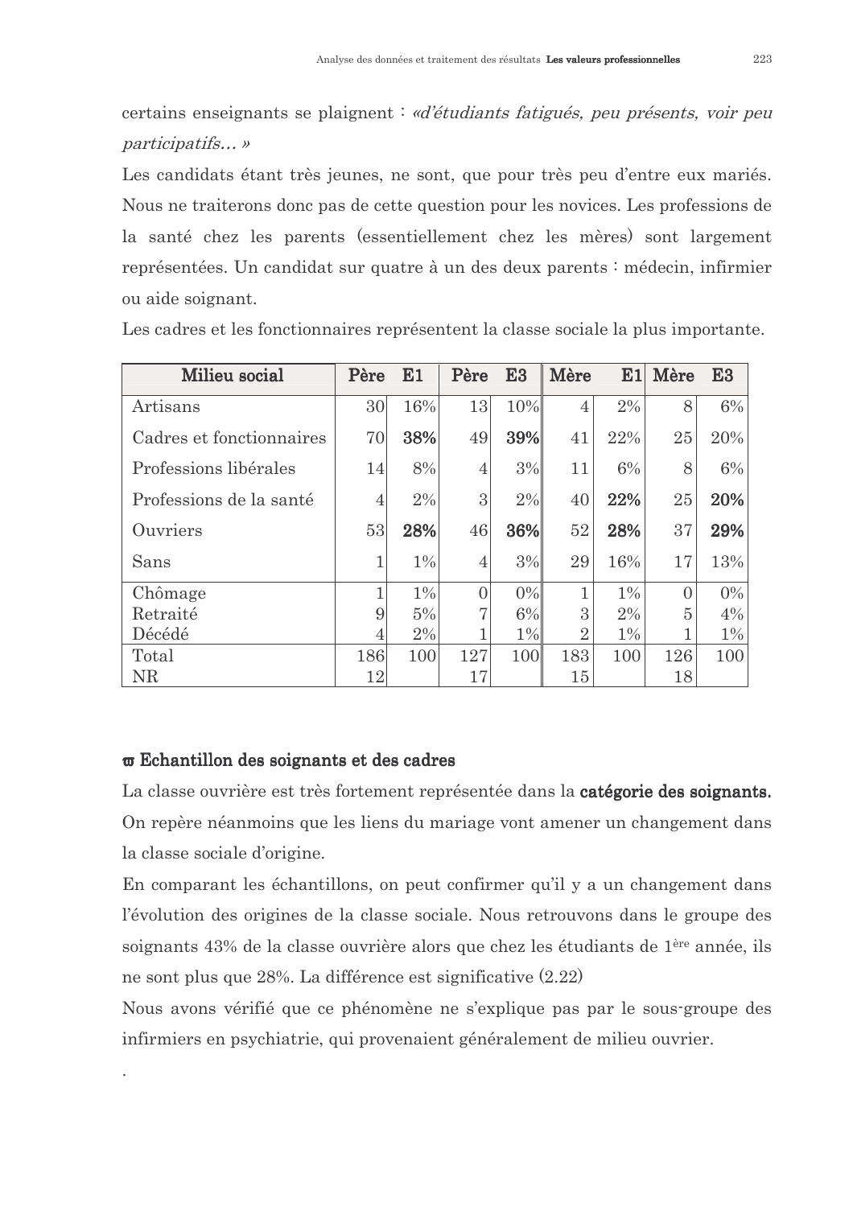certains enseignants se plaignent : *«d'étudiants fatigués, peu présents, voir peu participatifs… »*

Les candidats étant très jeunes, ne sont, que pour très peu d'entre eux mariés. Nous ne traiterons donc pas de cette question pour les novices. Les professions de la santé chez les parents (essentiellement chez les mères) sont largement représentées. Un candidat sur quatre à un des deux parents : médecin, infirmier ou aide soignant.

Les cadres et les fonctionnaires représentent la classe sociale la plus importante.

| Milieu social | Père | E1 | Père | E3 | Mère | E1 | Mère | E3 |
|---|---|---|---|---|---|---|---|---|
| Artisans | 30 | 16% | 13 | 10% | 4 | 2% | 8 | 6% |
| Cadres et fonctionnaires | 70 | **38%** | 49 | **39%** | 41 | 22% | 25 | 20% |
| Professions libérales | 14 | 8% | 4 | 3% | 11 | 6% | 8 | 6% |
| Professions de la santé | 4 | 2% | 3 | 2% | 40 | **22%** | 25 | **20%** |
| Ouvriers | 53 | **28%** | 46 | **36%** | 52 | **28%** | 37 | **29%** |
| Sans | 1 | 1% | 4 | 3% | 29 | 16% | 17 | 13% |
| Chômage | 1 | 1% | 0 | 0% | 1 | 1% | 0 | 0% |
| Retraité | 9 | 5% | 7 | 6% | 3 | 2% | 5 | 4% |
| Décédé | 4 | 2% | 1 | 1% | 2 | 1% | 1 | 1% |
| Total | 186 | 100 | 127 | 100 | 183 | 100 | 126 | 100 |
| NR | 12 | | 17 | | 15 | | 18 | |

**ϖ Echantillon des soignants et des cadres**

La classe ouvrière est très fortement représentée dans la **catégorie des soignants.** On repère néanmoins que les liens du mariage vont amener un changement dans la classe sociale d'origine.

En comparant les échantillons, on peut confirmer qu'il y a un changement dans l'évolution des origines de la classe sociale. Nous retrouvons dans le groupe des soignants 43% de la classe ouvrière alors que chez les étudiants de 1ère année, ils ne sont plus que 28%. La différence est significative (2.22)

Nous avons vérifié que ce phénomène ne s'explique pas par le sous-groupe des infirmiers en psychiatrie, qui provenaient généralement de milieu ouvrier.

.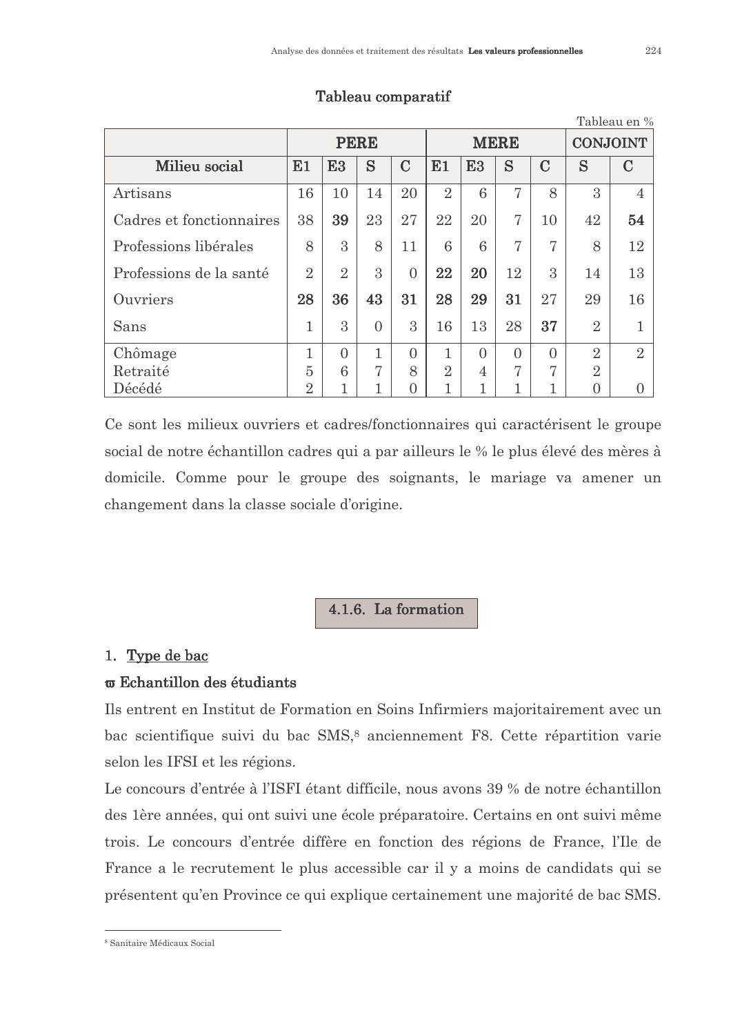### Tableau comparatif

Tableau en %

| | PERE | | | | MERE | | | | CONJOINT | |
|---|---|---|---|---|---|---|---|---|---|---|
| **Milieu social** | **E1** | **E3** | **S** | **C** | **E1** | **E3** | **S** | **C** | **S** | **C** |
| Artisans | 16 | 10 | 14 | 20 | 2 | 6 | 7 | 8 | 3 | 4 |
| Cadres et fonctionnaires | 38 | **39** | 23 | 27 | 22 | 20 | 7 | 10 | 42 | **54** |
| Professions libérales | 8 | 3 | 8 | 11 | 6 | 6 | 7 | 7 | 8 | 12 |
| Professions de la santé | 2 | 2 | 3 | 0 | **22** | **20** | 12 | 3 | 14 | 13 |
| Ouvriers | **28** | **36** | **43** | **31** | **28** | **29** | **31** | 27 | 29 | 16 |
| Sans | 1 | 3 | 0 | 3 | 16 | 13 | 28 | **37** | 2 | 1 |
| Chômage | 1 | 0 | 1 | 0 | 1 | 0 | 0 | 0 | 2 | 2 |
| Retraité | 5 | 6 | 7 | 8 | 2 | 4 | 7 | 7 | 2 | |
| Décédé | 2 | 1 | 1 | 0 | 1 | 1 | 1 | 1 | 0 | 0 |

Ce sont les milieux ouvriers et cadres/fonctionnaires qui caractérisent le groupe social de notre échantillon cadres qui a par ailleurs le % le plus élevé des mères à domicile. Comme pour le groupe des soignants, le mariage va amener un changement dans la classe sociale d'origine.

## 4.1.6. La formation

1. <u>Type de bac</u>

**ϖ Echantillon des étudiants**

Ils entrent en Institut de Formation en Soins Infirmiers majoritairement avec un bac scientifique suivi du bac SMS,[8] anciennement F8. Cette répartition varie selon les IFSI et les régions.

Le concours d'entrée à l'ISFI étant difficile, nous avons 39 % de notre échantillon des 1ère années, qui ont suivi une école préparatoire. Certains en ont suivi même trois. Le concours d'entrée diffère en fonction des régions de France, l'Ile de France a le recrutement le plus accessible car il y a moins de candidats qui se présentent qu'en Province ce qui explique certainement une majorité de bac SMS.

[8] Sanitaire Médicaux Social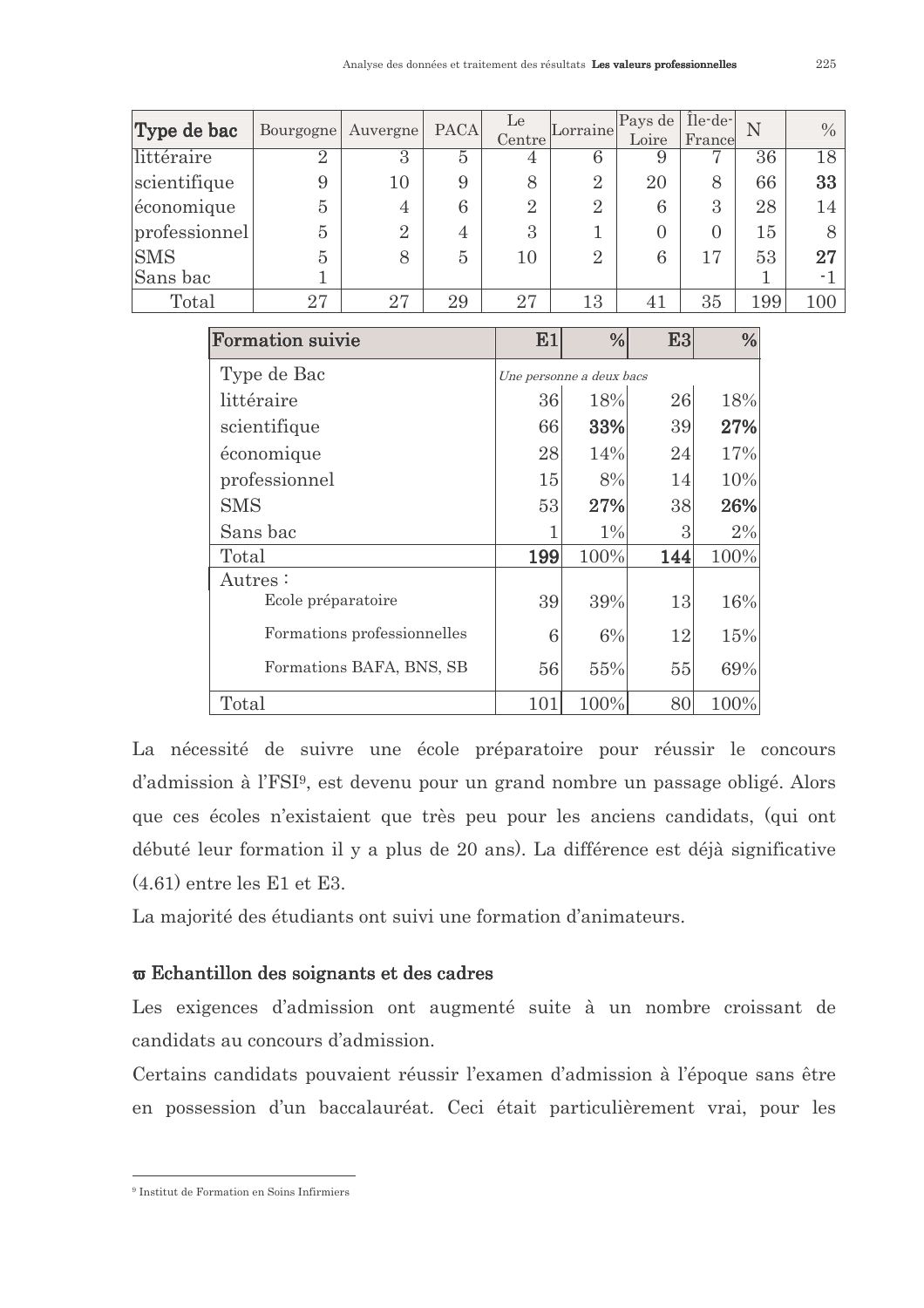| Type de bac | Bourgogne | Auvergne | PACA | Le Centre | Lorraine | Pays de Loire | Île-de-France | N | % |
|---|---|---|---|---|---|---|---|---|---|
| littéraire | 2 | 3 | 5 | 4 | 6 | 9 | 7 | 36 | 18 |
| scientifique | 9 | 10 | 9 | 8 | 2 | 20 | 8 | 66 | **33** |
| économique | 5 | 4 | 6 | 2 | 2 | 6 | 3 | 28 | 14 |
| professionnel | 5 | 2 | 4 | 3 | 1 | 0 | 0 | 15 | 8 |
| SMS | 5 | 8 | 5 | 10 | 2 | 6 | 17 | 53 | **27** |
| Sans bac | 1 | | | | | | | 1 | -1 |
| Total | 27 | 27 | 29 | 27 | 13 | 41 | 35 | 199 | 100 |

| Formation suivie | E1 | % | E3 | % |
|---|---|---|---|---|
| Type de Bac | *Une personne a deux bacs* | | | |
| littéraire | 36 | 18% | 26 | 18% |
| scientifique | 66 | **33%** | 39 | **27%** |
| économique | 28 | 14% | 24 | 17% |
| professionnel | 15 | 8% | 14 | 10% |
| SMS | 53 | **27%** | 38 | **26%** |
| Sans bac | 1 | 1% | 3 | 2% |
| Total | **199** | 100% | **144** | 100% |
| Autres : | | | | |
| Ecole préparatoire | 39 | 39% | 13 | 16% |
| Formations professionnelles | 6 | 6% | 12 | 15% |
| Formations BAFA, BNS, SB | 56 | 55% | 55 | 69% |
| Total | 101 | 100% | 80 | 100% |

La nécessité de suivre une école préparatoire pour réussir le concours d'admission à l'FSI[9], est devenu pour un grand nombre un passage obligé. Alors que ces écoles n'existaient que très peu pour les anciens candidats, (qui ont débuté leur formation il y a plus de 20 ans). La différence est déjà significative (4.61) entre les E1 et E3.

La majorité des étudiants ont suivi une formation d'animateurs.

**ϖ Echantillon des soignants et des cadres**

Les exigences d'admission ont augmenté suite à un nombre croissant de candidats au concours d'admission.

Certains candidats pouvaient réussir l'examen d'admission à l'époque sans être en possession d'un baccalauréat. Ceci était particulièrement vrai, pour les

[9] Institut de Formation en Soins Infirmiers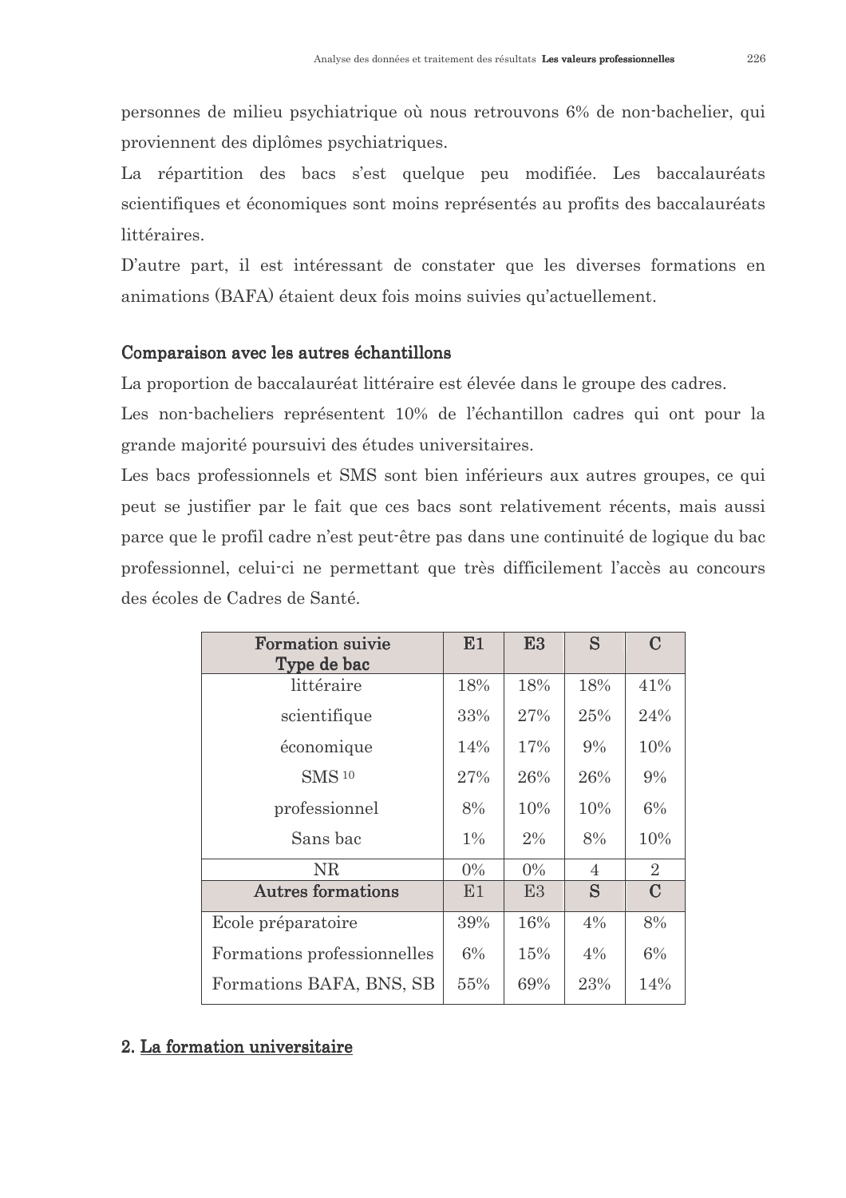personnes de milieu psychiatrique où nous retrouvons 6% de non-bachelier, qui proviennent des diplômes psychiatriques.

La répartition des bacs s'est quelque peu modifiée. Les baccalauréats scientifiques et économiques sont moins représentés au profits des baccalauréats littéraires.

D'autre part, il est intéressant de constater que les diverses formations en animations (BAFA) étaient deux fois moins suivies qu'actuellement.

**Comparaison avec les autres échantillons**

La proportion de baccalauréat littéraire est élevée dans le groupe des cadres.

Les non-bacheliers représentent 10% de l'échantillon cadres qui ont pour la grande majorité poursuivi des études universitaires.

Les bacs professionnels et SMS sont bien inférieurs aux autres groupes, ce qui peut se justifier par le fait que ces bacs sont relativement récents, mais aussi parce que le profil cadre n'est peut-être pas dans une continuité de logique du bac professionnel, celui-ci ne permettant que très difficilement l'accès au concours des écoles de Cadres de Santé.

| **Formation suivie Type de bac** | **E1** | **E3** | **S** | **C** |
|---|---|---|---|---|
| littéraire | 18% | 18% | 18% | 41% |
| scientifique | 33% | 27% | 25% | 24% |
| économique | 14% | 17% | 9% | 10% |
| SMS [10] | 27% | 26% | 26% | 9% |
| professionnel | 8% | 10% | 10% | 6% |
| Sans bac | 1% | 2% | 8% | 10% |
| NR | 0% | 0% | 4 | 2 |
| **Autres formations** | E1 | E3 | **S** | **C** |
| Ecole préparatoire | 39% | 16% | 4% | 8% |
| Formations professionnelles | 6% | 15% | 4% | 6% |
| Formations BAFA, BNS, SB | 55% | 69% | 23% | 14% |

## 2. La formation universitaire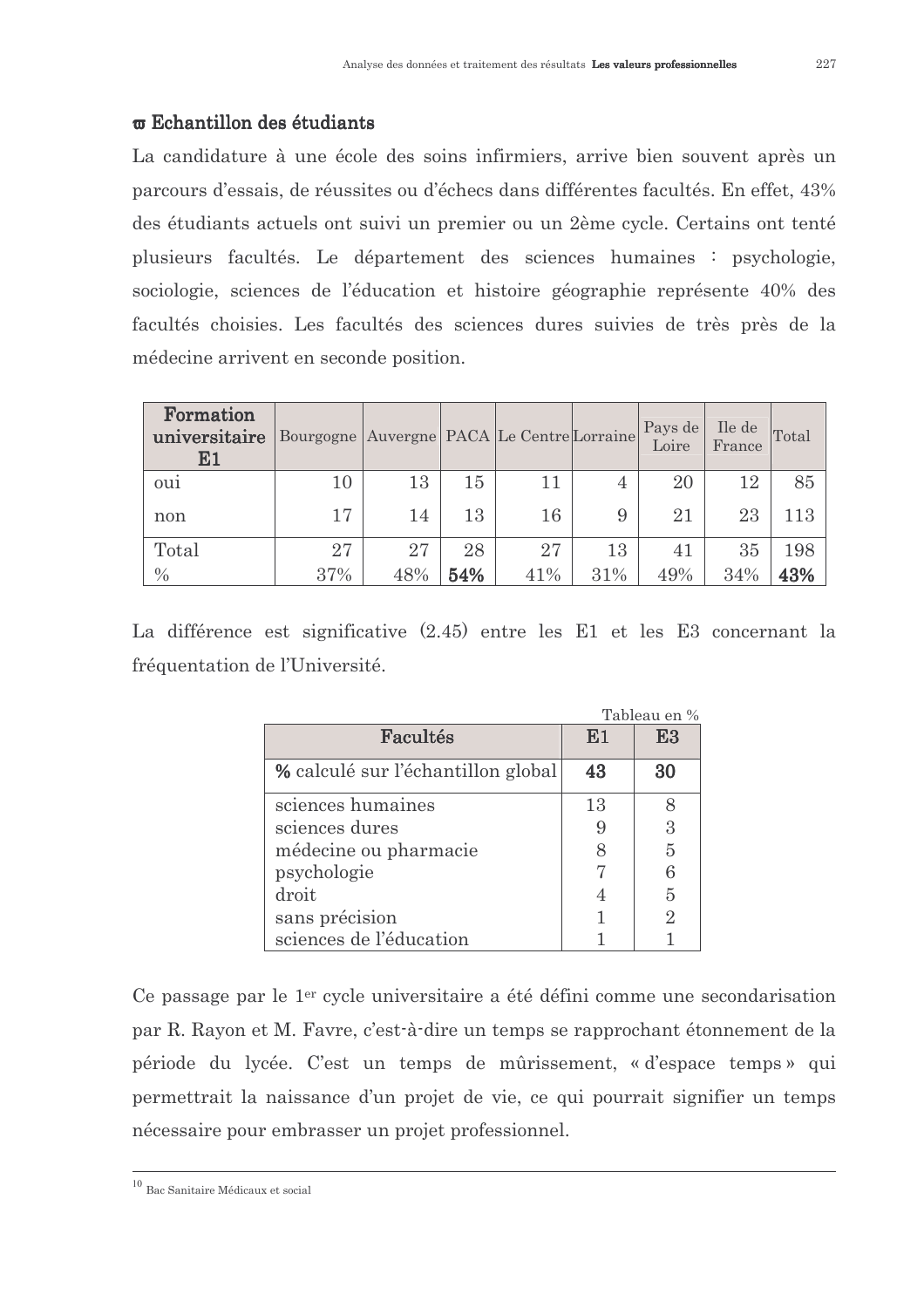### ϖ Echantillon des étudiants

La candidature à une école des soins infirmiers, arrive bien souvent après un parcours d'essais, de réussites ou d'échecs dans différentes facultés. En effet, 43% des étudiants actuels ont suivi un premier ou un 2ème cycle. Certains ont tenté plusieurs facultés. Le département des sciences humaines : psychologie, sociologie, sciences de l'éducation et histoire géographie représente 40% des facultés choisies. Les facultés des sciences dures suivies de très près de la médecine arrivent en seconde position.

| **Formation universitaire E1** | Bourgogne | Auvergne | PACA | Le Centre | Lorraine | Pays de Loire | Ile de France | Total |
|---|---|---|---|---|---|---|---|---|
| oui | 10 | 13 | 15 | 11 | 4 | 20 | 12 | 85 |
| non | 17 | 14 | 13 | 16 | 9 | 21 | 23 | 113 |
| Total | 27 | 27 | 28 | 27 | 13 | 41 | 35 | 198 |
| % | 37% | 48% | **54%** | 41% | 31% | 49% | 34% | **43%** |

La différence est significative (2.45) entre les E1 et les E3 concernant la fréquentation de l'Université.

Tableau en %

| **Facultés** | **E1** | **E3** |
|---|---|---|
| **%** calculé sur l'échantillon global | **43** | **30** |
| sciences humaines | 13 | 8 |
| sciences dures | 9 | 3 |
| médecine ou pharmacie | 8 | 5 |
| psychologie | 7 | 6 |
| droit | 4 | 5 |
| sans précision | 1 | 2 |
| sciences de l'éducation | 1 | 1 |

Ce passage par le 1er cycle universitaire a été défini comme une secondarisation par R. Rayon et M. Favre, c'est-à-dire un temps se rapprochant étonnement de la période du lycée. C'est un temps de mûrissement, « d'espace temps » qui permettrait la naissance d'un projet de vie, ce qui pourrait signifier un temps nécessaire pour embrasser un projet professionnel.

[10] Bac Sanitaire Médicaux et social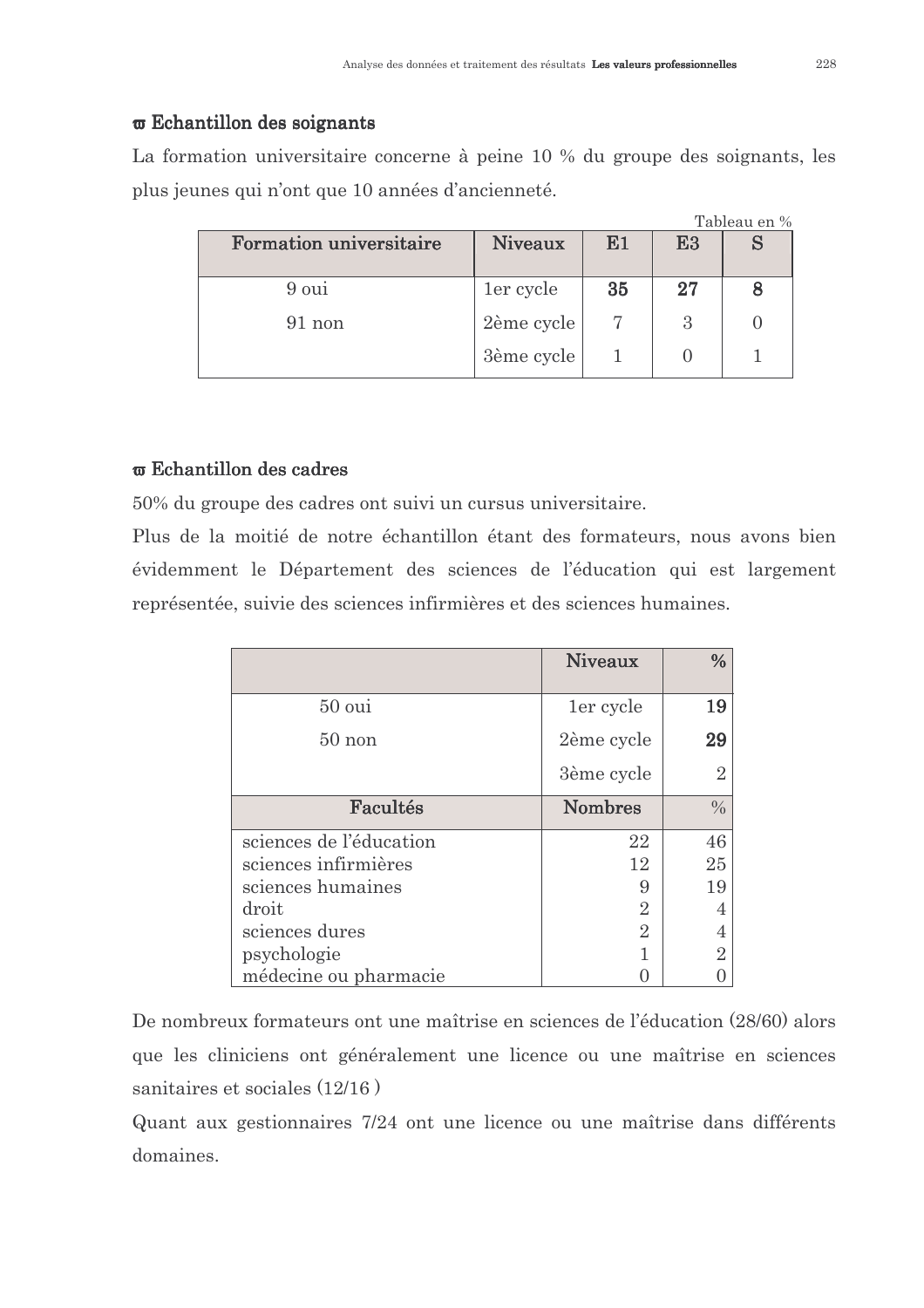## ϖ Echantillon des soignants

La formation universitaire concerne à peine 10 % du groupe des soignants, les plus jeunes qui n'ont que 10 années d'ancienneté.

Tableau en %

| Formation universitaire | Niveaux | E1 | E3 | S |
|---|---|---|---|---|
| 9 oui | 1er cycle | **35** | **27** | **8** |
| 91 non | 2ème cycle | 7 | 3 | 0 |
| | 3ème cycle | 1 | 0 | 1 |

## ϖ Echantillon des cadres

50% du groupe des cadres ont suivi un cursus universitaire.

Plus de la moitié de notre échantillon étant des formateurs, nous avons bien évidemment le Département des sciences de l'éducation qui est largement représentée, suivie des sciences infirmières et des sciences humaines.

| | Niveaux | % |
|---|---|---|
| 50 oui | 1er cycle | **19** |
| 50 non | 2ème cycle | **29** |
| | 3ème cycle | 2 |
| **Facultés** | **Nombres** | % |
| sciences de l'éducation | 22 | 46 |
| sciences infirmières | 12 | 25 |
| sciences humaines | 9 | 19 |
| droit | 2 | 4 |
| sciences dures | 2 | 4 |
| psychologie | 1 | 2 |
| médecine ou pharmacie | 0 | 0 |

De nombreux formateurs ont une maîtrise en sciences de l'éducation (28/60) alors que les cliniciens ont généralement une licence ou une maîtrise en sciences sanitaires et sociales (12/16 )

Quant aux gestionnaires 7/24 ont une licence ou une maîtrise dans différents domaines.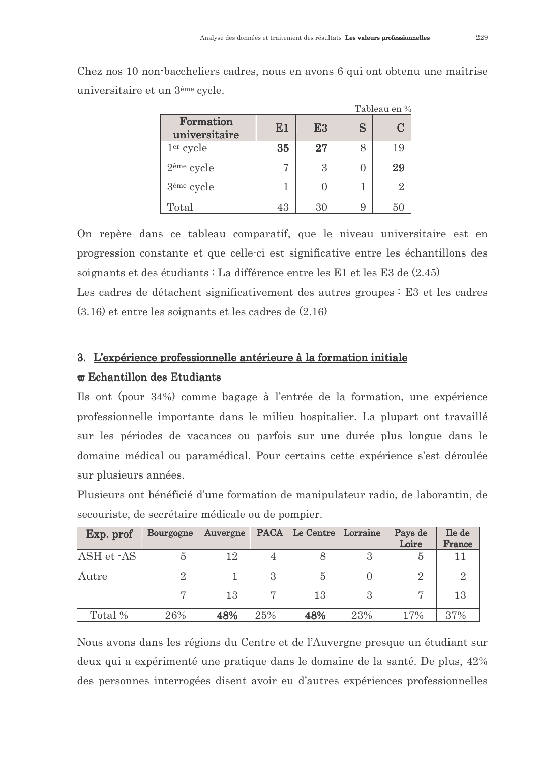Chez nos 10 non-baccheliers cadres, nous en avons 6 qui ont obtenu une maîtrise universitaire et un 3ème cycle.

Tableau en %

| Formation universitaire | E1 | E3 | S | C |
|---|---|---|---|---|
| 1er cycle | **35** | **27** | 8 | 19 |
| 2ème cycle | 7 | 3 | 0 | **29** |
| 3ème cycle | 1 | 0 | 1 | 2 |
| Total | 43 | 30 | 9 | 50 |

On repère dans ce tableau comparatif, que le niveau universitaire est en progression constante et que celle-ci est significative entre les échantillons des soignants et des étudiants : La différence entre les E1 et les E3 de (2.45)

Les cadres de détachent significativement des autres groupes : E3 et les cadres (3.16) et entre les soignants et les cadres de (2.16)

## 3. L'expérience professionnelle antérieure à la formation initiale

### ϖ Echantillon des Etudiants

Ils ont (pour 34%) comme bagage à l'entrée de la formation, une expérience professionnelle importante dans le milieu hospitalier. La plupart ont travaillé sur les périodes de vacances ou parfois sur une durée plus longue dans le domaine médical ou paramédical. Pour certains cette expérience s'est déroulée sur plusieurs années.

Plusieurs ont bénéficié d'une formation de manipulateur radio, de laborantin, de secouriste, de secrétaire médicale ou de pompier.

| Exp. prof | Bourgogne | Auvergne | PACA | Le Centre | Lorraine | Pays de Loire | Ile de France |
|---|---|---|---|---|---|---|---|
| ASH et -AS | 5 | 12 | 4 | 8 | 3 | 5 | 11 |
| Autre | 2 | 1 | 3 | 5 | 0 | 2 | 2 |
| | 7 | 13 | 7 | 13 | 3 | 7 | 13 |
| Total % | 26% | **48%** | 25% | **48%** | 23% | 17% | 37% |

Nous avons dans les régions du Centre et de l'Auvergne presque un étudiant sur deux qui a expérimenté une pratique dans le domaine de la santé. De plus, 42% des personnes interrogées disent avoir eu d'autres expériences professionnelles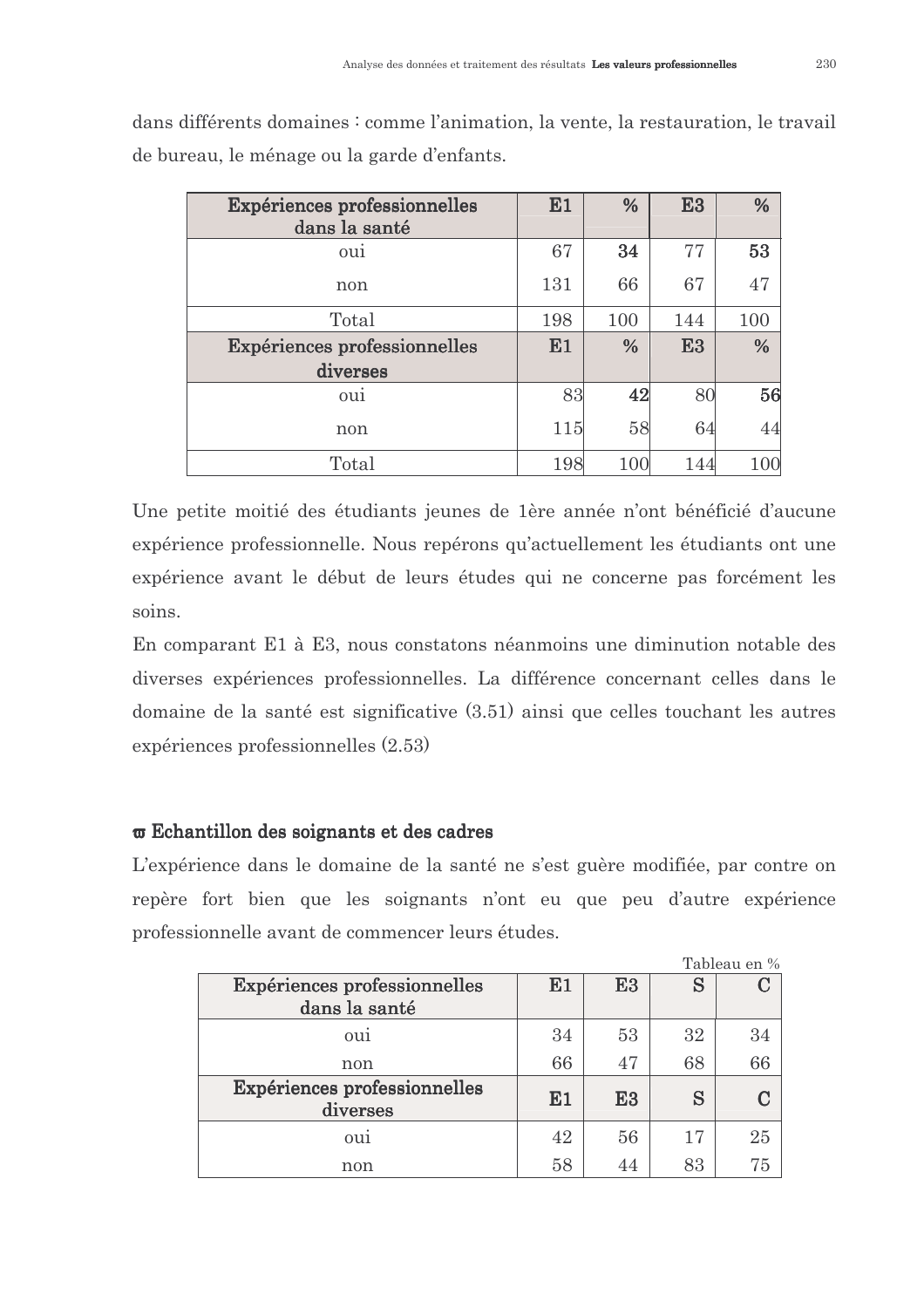dans différents domaines : comme l'animation, la vente, la restauration, le travail de bureau, le ménage ou la garde d'enfants.

| Expériences professionnelles dans la santé | E1 | % | E3 | % |
|---|---|---|---|---|
| oui | 67 | **34** | 77 | **53** |
| non | 131 | 66 | 67 | 47 |
| Total | 198 | 100 | 144 | 100 |
| **Expériences professionnelles diverses** | **E1** | **%** | **E3** | **%** |
| oui | 83 | **42** | 80 | **56** |
| non | 115 | 58 | 64 | 44 |
| Total | 198 | 100 | 144 | 100 |

Une petite moitié des étudiants jeunes de 1ère année n'ont bénéficié d'aucune expérience professionnelle. Nous repérons qu'actuellement les étudiants ont une expérience avant le début de leurs études qui ne concerne pas forcément les soins.

En comparant E1 à E3, nous constatons néanmoins une diminution notable des diverses expériences professionnelles. La différence concernant celles dans le domaine de la santé est significative (3.51) ainsi que celles touchant les autres expériences professionnelles (2.53)

### ϖ Echantillon des soignants et des cadres

L'expérience dans le domaine de la santé ne s'est guère modifiée, par contre on repère fort bien que les soignants n'ont eu que peu d'autre expérience professionnelle avant de commencer leurs études.

Tableau en %

| Expériences professionnelles dans la santé | E1 | E3 | S | C |
|---|---|---|---|---|
| oui | 34 | 53 | 32 | 34 |
| non | 66 | 47 | 68 | 66 |
| **Expériences professionnelles diverses** | **E1** | **E3** | **S** | **C** |
| oui | 42 | 56 | 17 | 25 |
| non | 58 | 44 | 83 | 75 |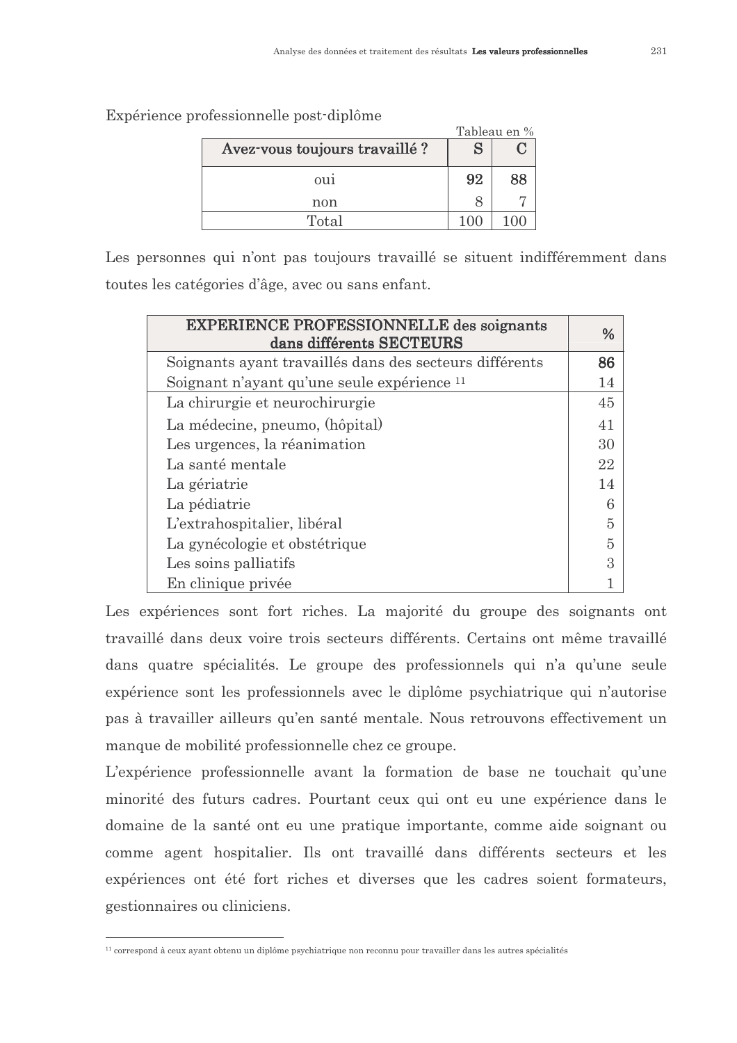Expérience professionnelle post-diplôme

Tableau en %

| Avez-vous toujours travaillé ? | S | C |
|---|---|---|
| oui | **92** | **88** |
| non | 8 | 7 |
| Total | 100 | 100 |

Les personnes qui n'ont pas toujours travaillé se situent indifféremment dans toutes les catégories d'âge, avec ou sans enfant.

| EXPERIENCE PROFESSIONNELLE des soignants dans différents SECTEURS | % |
|---|---|
| Soignants ayant travaillés dans des secteurs différents | **86** |
| Soignant n'ayant qu'une seule expérience [11] | 14 |
| La chirurgie et neurochirurgie | 45 |
| La médecine, pneumo, (hôpital) | 41 |
| Les urgences, la réanimation | 30 |
| La santé mentale | 22 |
| La gériatrie | 14 |
| La pédiatrie | 6 |
| L'extrahospitalier, libéral | 5 |
| La gynécologie et obstétrique | 5 |
| Les soins palliatifs | 3 |
| En clinique privée | 1 |

Les expériences sont fort riches. La majorité du groupe des soignants ont travaillé dans deux voire trois secteurs différents. Certains ont même travaillé dans quatre spécialités. Le groupe des professionnels qui n'a qu'une seule expérience sont les professionnels avec le diplôme psychiatrique qui n'autorise pas à travailler ailleurs qu'en santé mentale. Nous retrouvons effectivement un manque de mobilité professionnelle chez ce groupe.

L'expérience professionnelle avant la formation de base ne touchait qu'une minorité des futurs cadres. Pourtant ceux qui ont eu une expérience dans le domaine de la santé ont eu une pratique importante, comme aide soignant ou comme agent hospitalier. Ils ont travaillé dans différents secteurs et les expériences ont été fort riches et diverses que les cadres soient formateurs, gestionnaires ou cliniciens.

[11] correspond à ceux ayant obtenu un diplôme psychiatrique non reconnu pour travailler dans les autres spécialités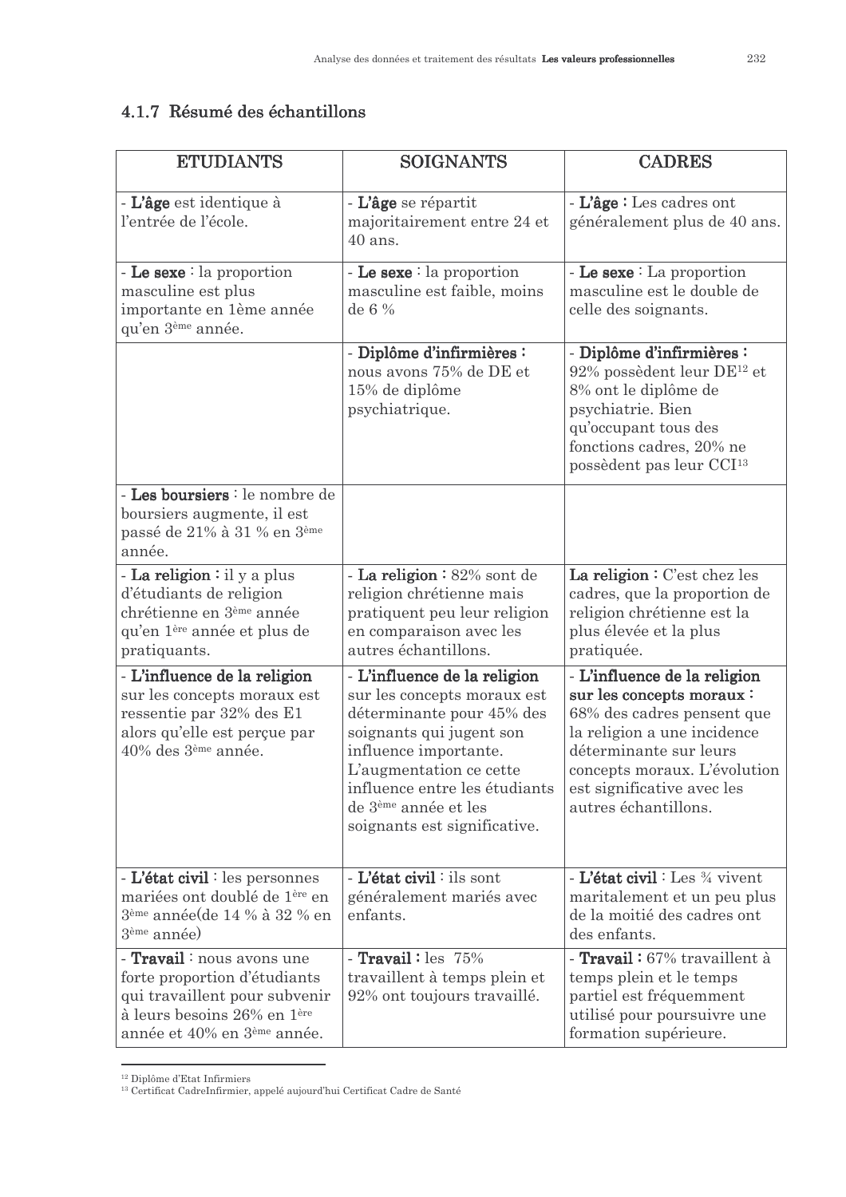### 4.1.7 Résumé des échantillons

| ETUDIANTS | SOIGNANTS | CADRES |
|---|---|---|
| - **L'âge** est identique à l'entrée de l'école. | - **L'âge** se répartit majoritairement entre 24 et 40 ans. | - **L'âge** : Les cadres ont généralement plus de 40 ans. |
| - **Le sexe** : la proportion masculine est plus importante en 1ème année qu'en 3ème année. | - **Le sexe** : la proportion masculine est faible, moins de 6 % | - **Le sexe** : La proportion masculine est le double de celle des soignants. |
| | - **Diplôme d'infirmières :** nous avons 75% de DE et 15% de diplôme psychiatrique. | - **Diplôme d'infirmières :** 92% possèdent leur DE[12] et 8% ont le diplôme de psychiatrie. Bien qu'occupant tous des fonctions cadres, 20% ne possèdent pas leur CCI[13] |
| - **Les boursiers** : le nombre de boursiers augmente, il est passé de 21% à 31 % en 3ème année. | | |
| - **La religion :** il y a plus d'étudiants de religion chrétienne en 3ème année qu'en 1ère année et plus de pratiquants. | - **La religion :** 82% sont de religion chrétienne mais pratiquent peu leur religion en comparaison avec les autres échantillons. | **La religion :** C'est chez les cadres, que la proportion de religion chrétienne est la plus élevée et la plus pratiquée. |
| - **L'influence de la religion** sur les concepts moraux est ressentie par 32% des E1 alors qu'elle est perçue par 40% des 3ème année. | - **L'influence de la religion** sur les concepts moraux est déterminante pour 45% des soignants qui jugent son influence importante. L'augmentation ce cette influence entre les étudiants de 3ème année et les soignants est significative. | - **L'influence de la religion sur les concepts moraux :** 68% des cadres pensent que la religion a une incidence déterminante sur leurs concepts moraux. L'évolution est significative avec les autres échantillons. |
| - **L'état civil** : les personnes mariées ont doublé de 1ère en 3ème année(de 14 % à 32 % en 3ème année) | - **L'état civil** : ils sont généralement mariés avec enfants. | - **L'état civil** : Les ¾ vivent maritalement et un peu plus de la moitié des cadres ont des enfants. |
| - **Travail** : nous avons une forte proportion d'étudiants qui travaillent pour subvenir à leurs besoins 26% en 1ère année et 40% en 3ème année. | - **Travail :** les 75% travaillent à temps plein et 92% ont toujours travaillé. | - **Travail :** 67% travaillent à temps plein et le temps partiel est fréquemment utilisé pour poursuivre une formation supérieure. |

[12] Diplôme d'Etat Infirmiers

[13] Certificat CadreInfirmier, appelé aujourd'hui Certificat Cadre de Santé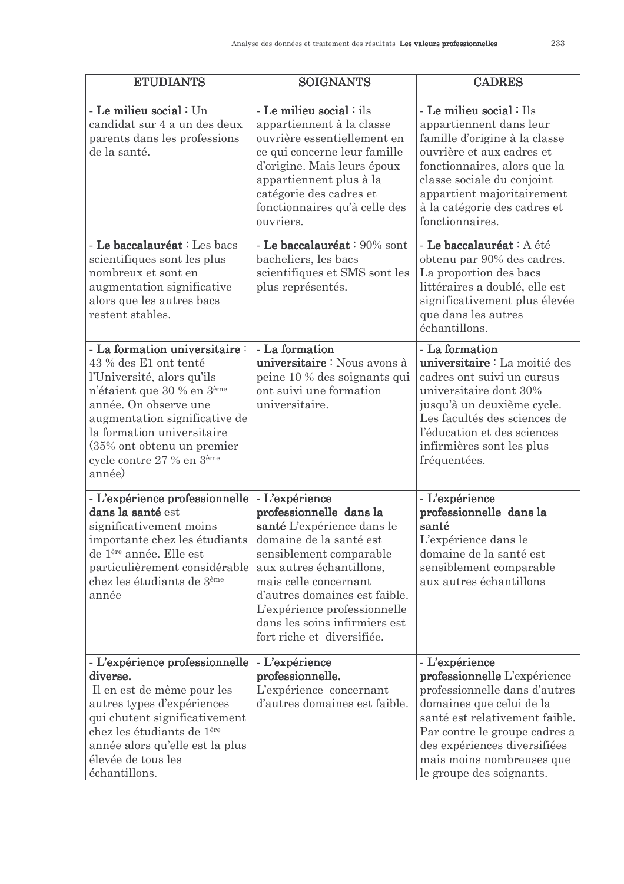| ETUDIANTS | SOIGNANTS | CADRES |
|---|---|---|
| - **Le milieu social :** Un candidat sur 4 a un des deux parents dans les professions de la santé. | - **Le milieu social :** ils appartiennent à la classe ouvrière essentiellement en ce qui concerne leur famille d'origine. Mais leurs époux appartiennent plus à la catégorie des cadres et fonctionnaires qu'à celle des ouvriers. | - **Le milieu social :** Ils appartiennent dans leur famille d'origine à la classe ouvrière et aux cadres et fonctionnaires, alors que la classe sociale du conjoint appartient majoritairement à la catégorie des cadres et fonctionnaires. |
| - **Le baccalauréat** : Les bacs scientifiques sont les plus nombreux et sont en augmentation significative alors que les autres bacs restent stables. | - **Le baccalauréat** : 90% sont bacheliers, les bacs scientifiques et SMS sont les plus représentés. | - **Le baccalauréat** : A été obtenu par 90% des cadres. La proportion des bacs littéraires a doublé, elle est significativement plus élevée que dans les autres échantillons. |
| - **La formation universitaire** : 43 % des E1 ont tenté l'Université, alors qu'ils n'étaient que 30 % en 3ème année. On observe une augmentation significative de la formation universitaire (35% ont obtenu un premier cycle contre 27 % en 3ème année) | - **La formation universitaire** : Nous avons à peine 10 % des soignants qui ont suivi une formation universitaire. | - **La formation universitaire** : La moitié des cadres ont suivi un cursus universitaire dont 30% jusqu'à un deuxième cycle. Les facultés des sciences de l'éducation et des sciences infirmières sont les plus fréquentées. |
| - **L'expérience professionnelle dans la santé** est significativement moins importante chez les étudiants de 1ère année. Elle est particulièrement considérable chez les étudiants de 3ème année | - **L'expérience professionnelle dans la santé** L'expérience dans le domaine de la santé est sensiblement comparable aux autres échantillons, mais celle concernant d'autres domaines est faible. L'expérience professionnelle dans les soins infirmiers est fort riche et diversifiée. | - **L'expérience professionnelle dans la santé** L'expérience dans le domaine de la santé est sensiblement comparable aux autres échantillons |
| - **L'expérience professionnelle diverse.** Il en est de même pour les autres types d'expériences qui chutent significativement chez les étudiants de 1ère année alors qu'elle est la plus élevée de tous les échantillons. | - **L'expérience professionnelle.** L'expérience concernant d'autres domaines est faible. | - **L'expérience professionnelle** L'expérience professionnelle dans d'autres domaines que celui de la santé est relativement faible. Par contre le groupe cadres a des expériences diversifiées mais moins nombreuses que le groupe des soignants. |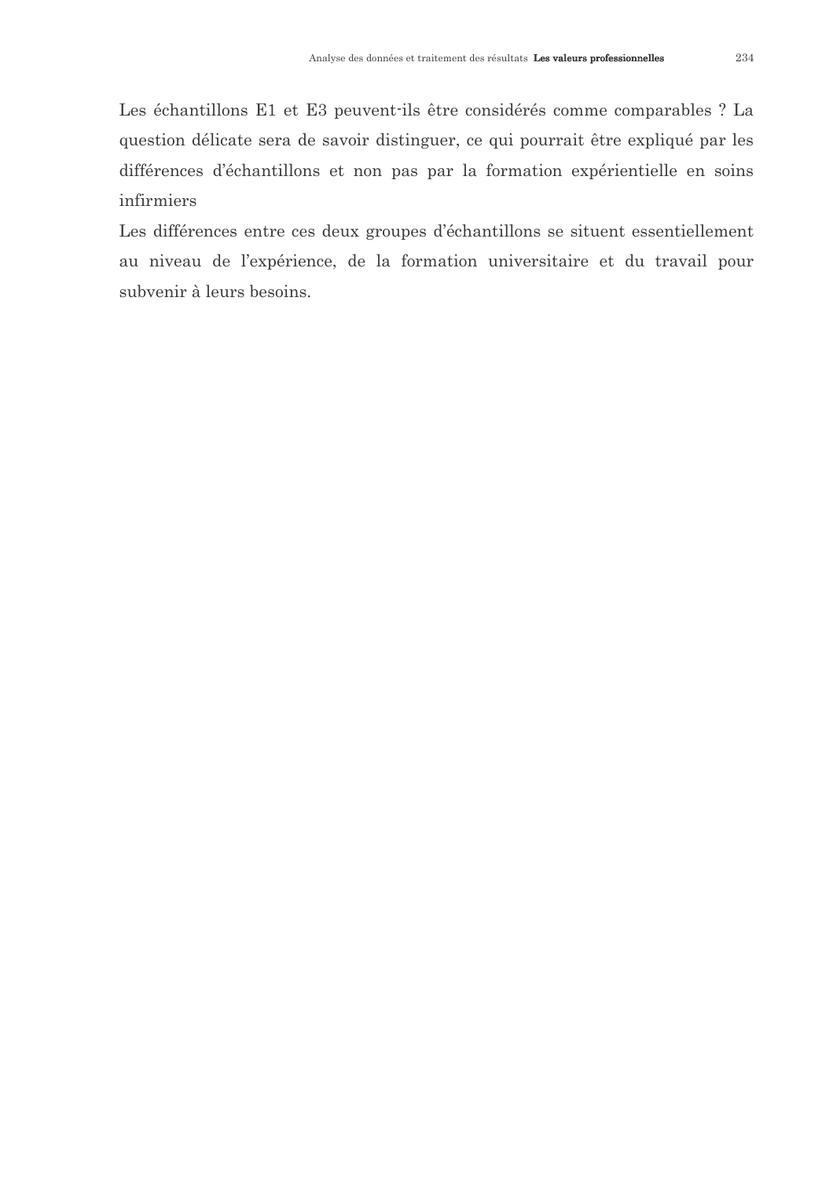Les échantillons E1 et E3 peuvent-ils être considérés comme comparables ? La question délicate sera de savoir distinguer, ce qui pourrait être expliqué par les différences d'échantillons et non pas par la formation expérientielle en soins infirmiers

Les différences entre ces deux groupes d'échantillons se situent essentiellement au niveau de l'expérience, de la formation universitaire et du travail pour subvenir à leurs besoins.